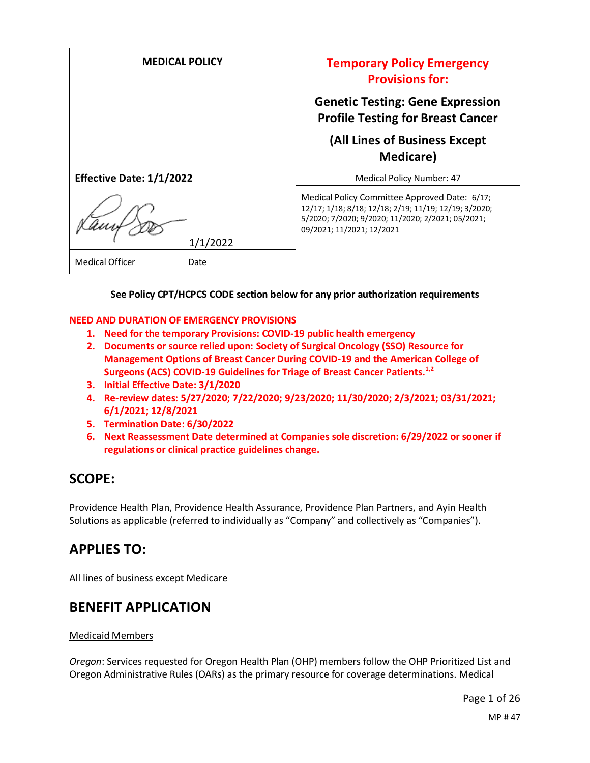| MEDICAL POLICY | Temporary Policy Emergency Provisions for: Genetic Testing: Gene Expression Profile Testing for Breast Cancer (All Lines of Business Except Medicare) |
|---|---|
| **Effective Date: 1/1/2022** | Medical Policy Number: 47 |
| 1/1/2022 | Medical Policy Committee Approved Date: 6/17; 12/17; 1/18; 8/18; 12/18; 2/19; 11/19; 12/19; 3/2020; 5/2020; 7/2020; 9/2020; 11/2020; 2/2021; 05/2021; 09/2021; 11/2021; 12/2021 |
| Medical Officer Date | |

**See Policy CPT/HCPCS CODE section below for any prior authorization requirements**

**NEED AND DURATION OF EMERGENCY PROVISIONS**

1. **Need for the temporary Provisions: COVID-19 public health emergency**
2. **Documents or source relied upon: Society of Surgical Oncology (SSO) Resource for Management Options of Breast Cancer During COVID-19 and the American College of Surgeons (ACS) COVID-19 Guidelines for Triage of Breast Cancer Patients.[1,2]**
3. **Initial Effective Date: 3/1/2020**
4. **Re-review dates: 5/27/2020; 7/22/2020; 9/23/2020; 11/30/2020; 2/3/2021; 03/31/2021; 6/1/2021; 12/8/2021**
5. **Termination Date: 6/30/2022**
6. **Next Reassessment Date determined at Companies sole discretion: 6/29/2022 or sooner if regulations or clinical practice guidelines change.**

## SCOPE:

Providence Health Plan, Providence Health Assurance, Providence Plan Partners, and Ayin Health Solutions as applicable (referred to individually as "Company" and collectively as "Companies").

## APPLIES TO:

All lines of business except Medicare

## BENEFIT APPLICATION

Medicaid Members

*Oregon*: Services requested for Oregon Health Plan (OHP) members follow the OHP Prioritized List and Oregon Administrative Rules (OARs) as the primary resource for coverage determinations. Medical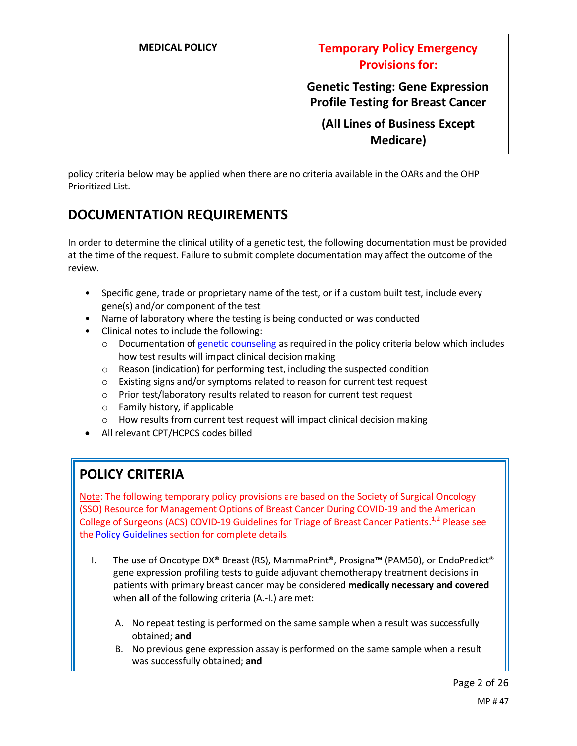policy criteria below may be applied when there are no criteria available in the OARs and the OHP Prioritized List.

## DOCUMENTATION REQUIREMENTS

In order to determine the clinical utility of a genetic test, the following documentation must be provided at the time of the request. Failure to submit complete documentation may affect the outcome of the review.

- Specific gene, trade or proprietary name of the test, or if a custom built test, include every gene(s) and/or component of the test
- Name of laboratory where the testing is being conducted or was conducted
- Clinical notes to include the following:
  - Documentation of genetic counseling as required in the policy criteria below which includes how test results will impact clinical decision making
  - Reason (indication) for performing test, including the suspected condition
  - Existing signs and/or symptoms related to reason for current test request
  - Prior test/laboratory results related to reason for current test request
  - Family history, if applicable
  - How results from current test request will impact clinical decision making
- All relevant CPT/HCPCS codes billed

## POLICY CRITERIA

Note: The following temporary policy provisions are based on the Society of Surgical Oncology (SSO) Resource for Management Options of Breast Cancer During COVID-19 and the American College of Surgeons (ACS) COVID-19 Guidelines for Triage of Breast Cancer Patients.[1,2] Please see the Policy Guidelines section for complete details.

I. The use of Oncotype DX® Breast (RS), MammaPrint®, Prosigna™ (PAM50), or EndoPredict® gene expression profiling tests to guide adjuvant chemotherapy treatment decisions in patients with primary breast cancer may be considered **medically necessary and covered** when **all** of the following criteria (A.-I.) are met:

   A. No repeat testing is performed on the same sample when a result was successfully obtained; **and**

   B. No previous gene expression assay is performed on the same sample when a result was successfully obtained; **and**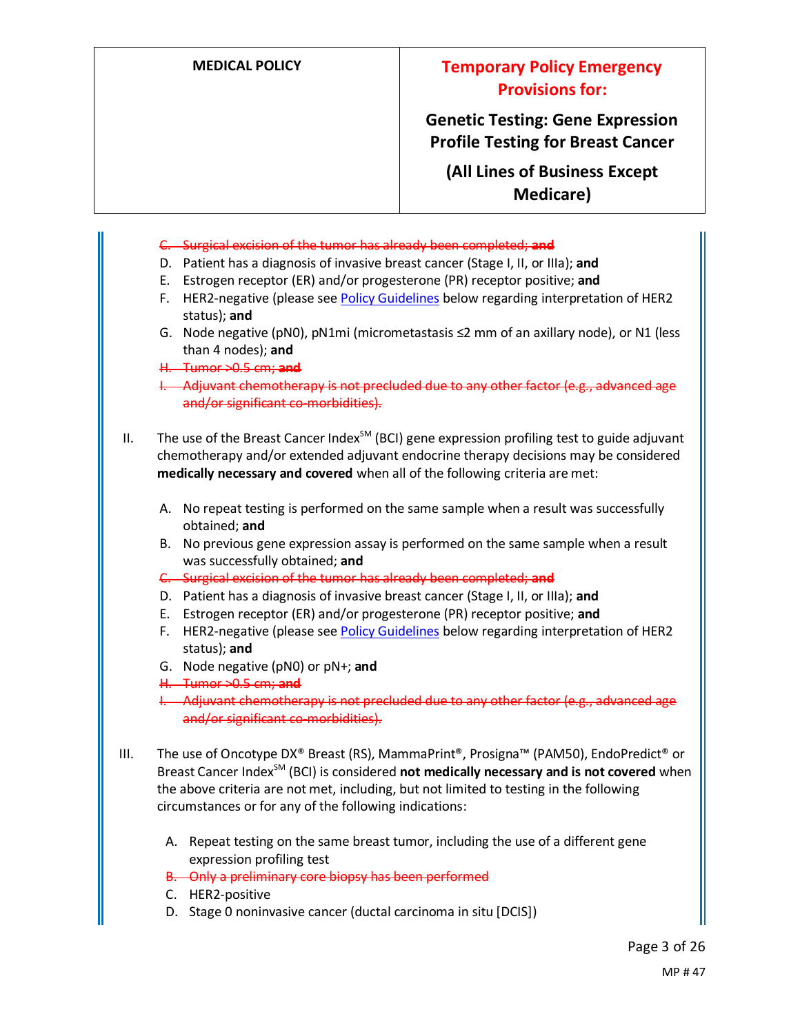~~C. Surgical excision of the tumor has already been completed; **and**~~

D. Patient has a diagnosis of invasive breast cancer (Stage I, II, or IIIa); **and**

E. Estrogen receptor (ER) and/or progesterone (PR) receptor positive; **and**

F. HER2-negative (please see Policy Guidelines below regarding interpretation of HER2 status); **and**

G. Node negative (pN0), pN1mi (micrometastasis ≤2 mm of an axillary node), or N1 (less than 4 nodes); **and**

~~H. Tumor >0.5 cm; **and**~~

~~I. Adjuvant chemotherapy is not precluded due to any other factor (e.g., advanced age and/or significant co-morbidities).~~

II. The use of the Breast Cancer Index℠ (BCI) gene expression profiling test to guide adjuvant chemotherapy and/or extended adjuvant endocrine therapy decisions may be considered **medically necessary and covered** when all of the following criteria are met:

A. No repeat testing is performed on the same sample when a result was successfully obtained; **and**

B. No previous gene expression assay is performed on the same sample when a result was successfully obtained; **and**

~~C. Surgical excision of the tumor has already been completed; **and**~~

D. Patient has a diagnosis of invasive breast cancer (Stage I, II, or IIIa); **and**

E. Estrogen receptor (ER) and/or progesterone (PR) receptor positive; **and**

F. HER2-negative (please see Policy Guidelines below regarding interpretation of HER2 status); **and**

G. Node negative (pN0) or pN+; **and**

~~H. Tumor >0.5 cm; **and**~~

~~I. Adjuvant chemotherapy is not precluded due to any other factor (e.g., advanced age and/or significant co-morbidities).~~

III. The use of Oncotype DX® Breast (RS), MammaPrint®, Prosigna™ (PAM50), EndoPredict® or Breast Cancer Index℠ (BCI) is considered **not medically necessary and is not covered** when the above criteria are not met, including, but not limited to testing in the following circumstances or for any of the following indications:

A. Repeat testing on the same breast tumor, including the use of a different gene expression profiling test

~~B. Only a preliminary core biopsy has been performed~~

C. HER2-positive

D. Stage 0 noninvasive cancer (ductal carcinoma in situ [DCIS])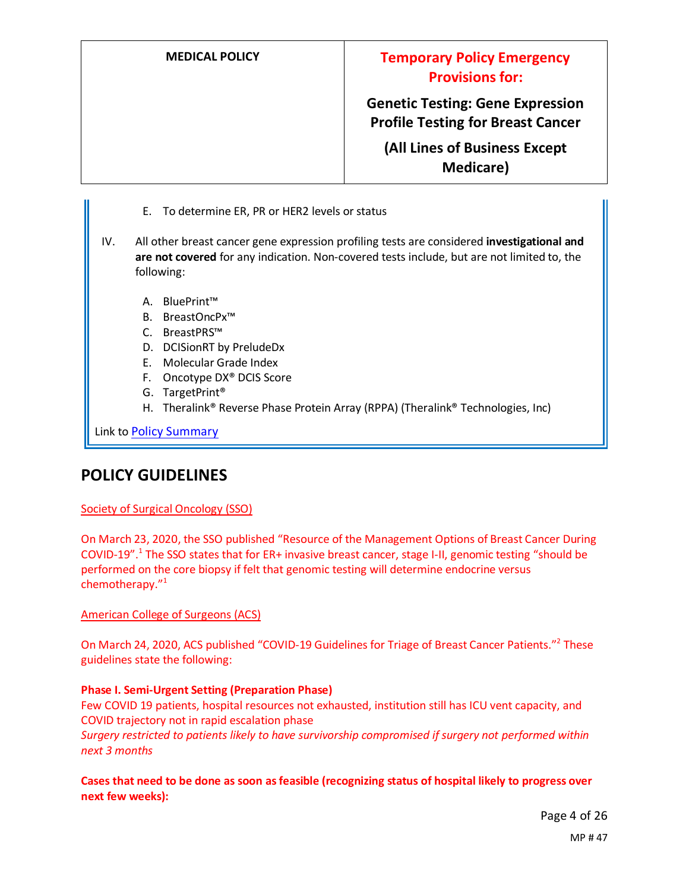E. To determine ER, PR or HER2 levels or status

IV. All other breast cancer gene expression profiling tests are considered **investigational and are not covered** for any indication. Non-covered tests include, but are not limited to, the following:

   A. BluePrint™
   B. BreastOncPx™
   C. BreastPRS™
   D. DCISionRT by PreludeDx
   E. Molecular Grade Index
   F. Oncotype DX® DCIS Score
   G. TargetPrint®
   H. Theralink® Reverse Phase Protein Array (RPPA) (Theralink® Technologies, Inc)

Link to Policy Summary

## POLICY GUIDELINES

Society of Surgical Oncology (SSO)

On March 23, 2020, the SSO published "Resource of the Management Options of Breast Cancer During COVID-19".[1] The SSO states that for ER+ invasive breast cancer, stage I-II, genomic testing "should be performed on the core biopsy if felt that genomic testing will determine endocrine versus chemotherapy."[1]

American College of Surgeons (ACS)

On March 24, 2020, ACS published "COVID-19 Guidelines for Triage of Breast Cancer Patients."[2] These guidelines state the following:

**Phase I. Semi-Urgent Setting (Preparation Phase)**
Few COVID 19 patients, hospital resources not exhausted, institution still has ICU vent capacity, and COVID trajectory not in rapid escalation phase
*Surgery restricted to patients likely to have survivorship compromised if surgery not performed within next 3 months*

**Cases that need to be done as soon as feasible (recognizing status of hospital likely to progress over next few weeks):**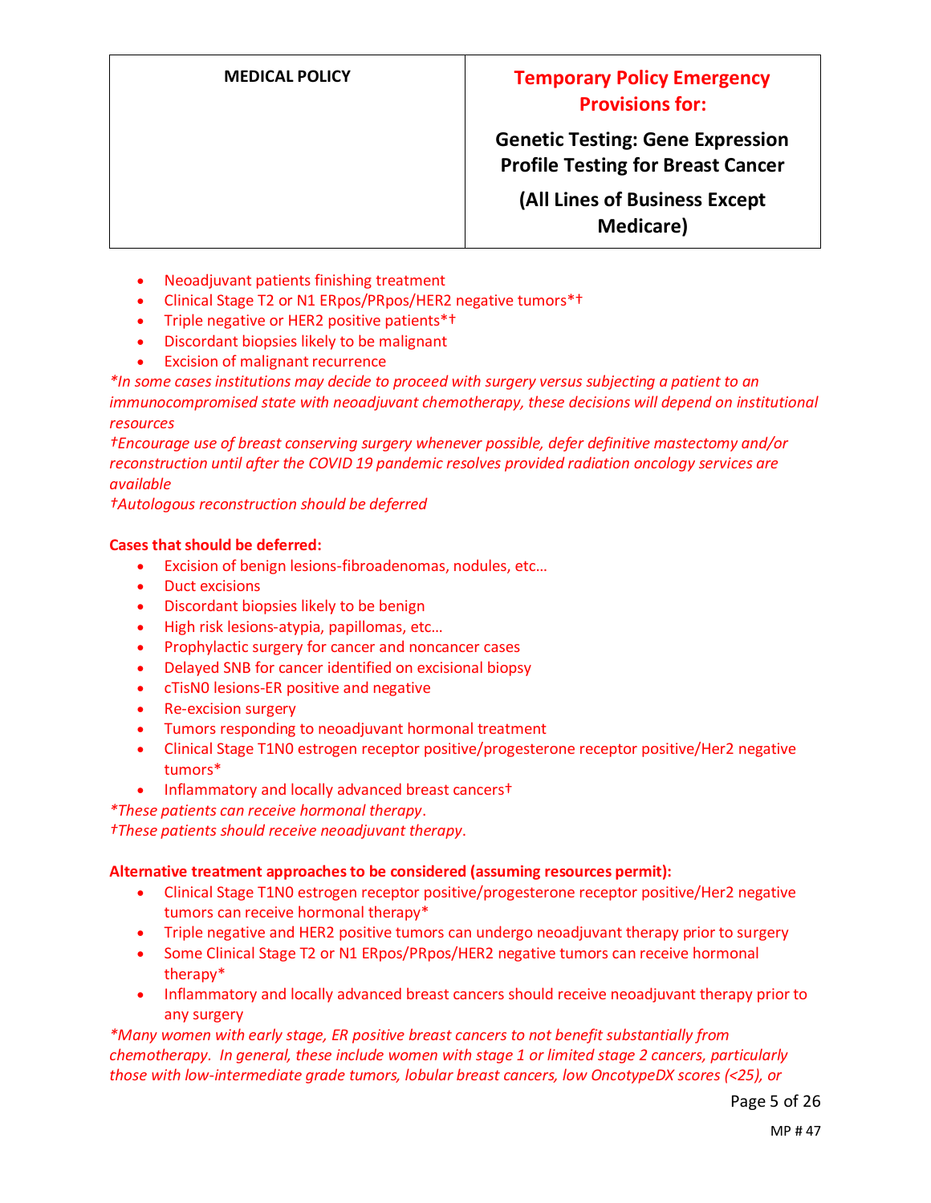- Neoadjuvant patients finishing treatment
- Clinical Stage T2 or N1 ERpos/PRpos/HER2 negative tumors*†
- Triple negative or HER2 positive patients*†
- Discordant biopsies likely to be malignant
- Excision of malignant recurrence

*\*In some cases institutions may decide to proceed with surgery versus subjecting a patient to an immunocompromised state with neoadjuvant chemotherapy, these decisions will depend on institutional resources*

*†Encourage use of breast conserving surgery whenever possible, defer definitive mastectomy and/or reconstruction until after the COVID 19 pandemic resolves provided radiation oncology services are available*

*†Autologous reconstruction should be deferred*

**Cases that should be deferred:**

- Excision of benign lesions-fibroadenomas, nodules, etc…
- Duct excisions
- Discordant biopsies likely to be benign
- High risk lesions-atypia, papillomas, etc…
- Prophylactic surgery for cancer and noncancer cases
- Delayed SNB for cancer identified on excisional biopsy
- cTisN0 lesions-ER positive and negative
- Re-excision surgery
- Tumors responding to neoadjuvant hormonal treatment
- Clinical Stage T1N0 estrogen receptor positive/progesterone receptor positive/Her2 negative tumors*
- Inflammatory and locally advanced breast cancers†

*\*These patients can receive hormonal therapy.*

*†These patients should receive neoadjuvant therapy.*

**Alternative treatment approaches to be considered (assuming resources permit):**

- Clinical Stage T1N0 estrogen receptor positive/progesterone receptor positive/Her2 negative tumors can receive hormonal therapy*
- Triple negative and HER2 positive tumors can undergo neoadjuvant therapy prior to surgery
- Some Clinical Stage T2 or N1 ERpos/PRpos/HER2 negative tumors can receive hormonal therapy*
- Inflammatory and locally advanced breast cancers should receive neoadjuvant therapy prior to any surgery

*\*Many women with early stage, ER positive breast cancers to not benefit substantially from chemotherapy. In general, these include women with stage 1 or limited stage 2 cancers, particularly those with low-intermediate grade tumors, lobular breast cancers, low OncotypeDX scores (<25), or*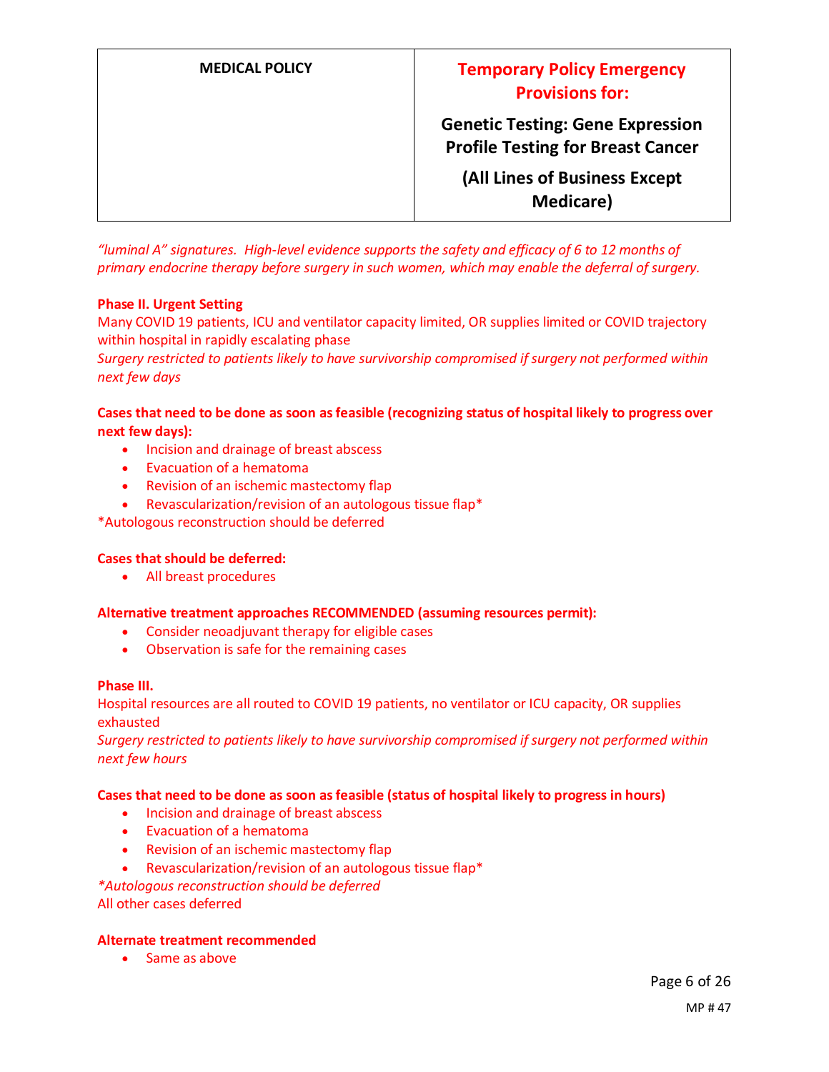*"luminal A" signatures. High-level evidence supports the safety and efficacy of 6 to 12 months of primary endocrine therapy before surgery in such women, which may enable the deferral of surgery.*

**Phase II. Urgent Setting**

Many COVID 19 patients, ICU and ventilator capacity limited, OR supplies limited or COVID trajectory within hospital in rapidly escalating phase

*Surgery restricted to patients likely to have survivorship compromised if surgery not performed within next few days*

**Cases that need to be done as soon as feasible (recognizing status of hospital likely to progress over next few days):**

- Incision and drainage of breast abscess
- Evacuation of a hematoma
- Revision of an ischemic mastectomy flap
- Revascularization/revision of an autologous tissue flap*

*Autologous reconstruction should be deferred

**Cases that should be deferred:**

- All breast procedures

**Alternative treatment approaches RECOMMENDED (assuming resources permit):**

- Consider neoadjuvant therapy for eligible cases
- Observation is safe for the remaining cases

**Phase III.**

Hospital resources are all routed to COVID 19 patients, no ventilator or ICU capacity, OR supplies exhausted

*Surgery restricted to patients likely to have survivorship compromised if surgery not performed within next few hours*

**Cases that need to be done as soon as feasible (status of hospital likely to progress in hours)**

- Incision and drainage of breast abscess
- Evacuation of a hematoma
- Revision of an ischemic mastectomy flap
- Revascularization/revision of an autologous tissue flap*

*\*Autologous reconstruction should be deferred*

All other cases deferred

**Alternate treatment recommended**

- Same as above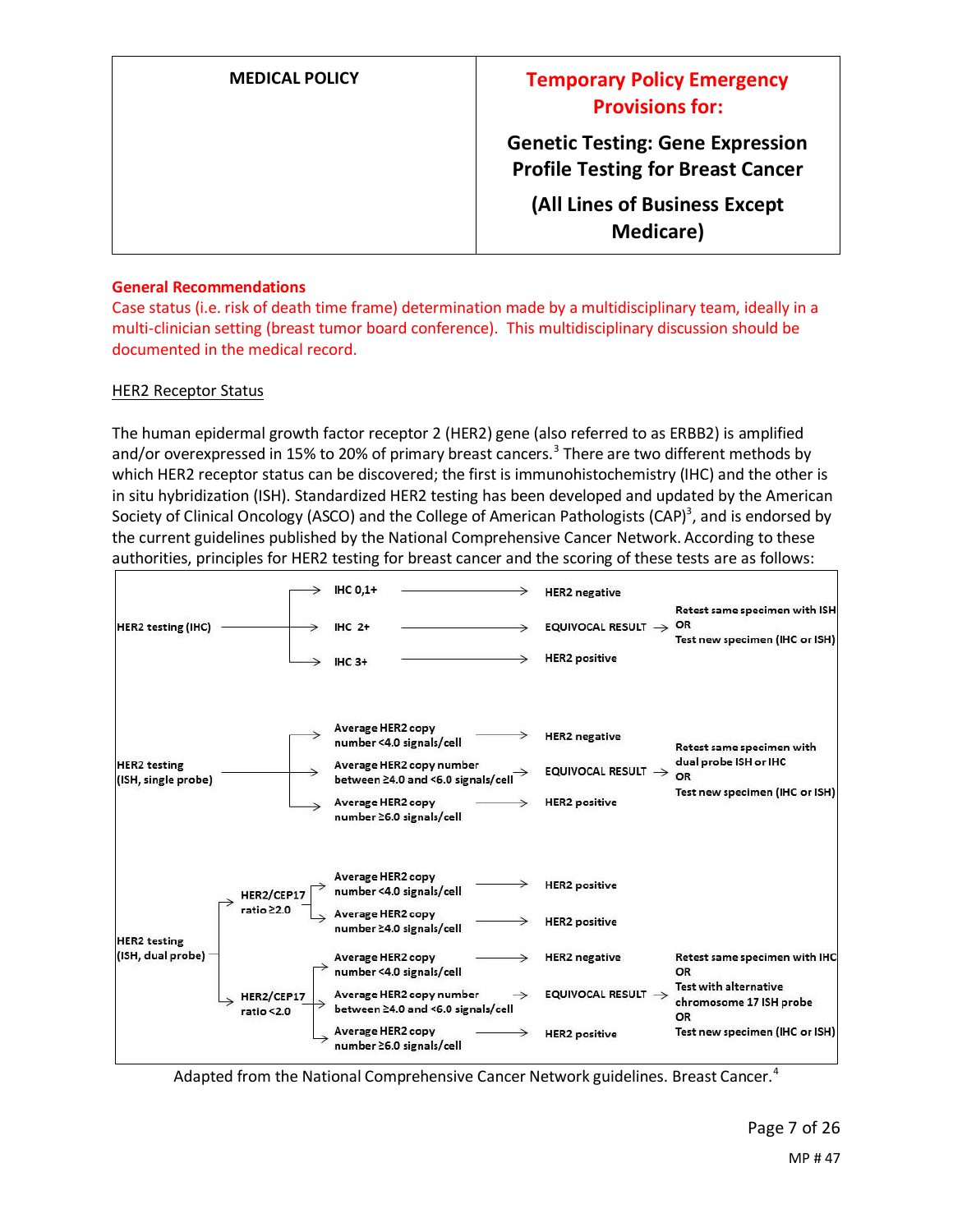| MEDICAL POLICY | Temporary Policy Emergency Provisions for: Genetic Testing: Gene Expression Profile Testing for Breast Cancer (All Lines of Business Except Medicare) |
|---|---|

**General Recommendations**

Case status (i.e. risk of death time frame) determination made by a multidisciplinary team, ideally in a multi-clinician setting (breast tumor board conference). This multidisciplinary discussion should be documented in the medical record.

## HER2 Receptor Status

The human epidermal growth factor receptor 2 (HER2) gene (also referred to as ERBB2) is amplified and/or overexpressed in 15% to 20% of primary breast cancers.[3] There are two different methods by which HER2 receptor status can be discovered; the first is immunohistochemistry (IHC) and the other is in situ hybridization (ISH). Standardized HER2 testing has been developed and updated by the American Society of Clinical Oncology (ASCO) and the College of American Pathologists (CAP)[3], and is endorsed by the current guidelines published by the National Comprehensive Cancer Network. According to these authorities, principles for HER2 testing for breast cancer and the scoring of these tests are as follows:

**HER2 testing (IHC)**
- IHC 0,1+ → HER2 negative
- IHC 2+ → EQUIVOCAL RESULT → Retest same specimen with ISH OR Test new specimen (IHC or ISH)
- IHC 3+ → HER2 positive

**HER2 testing (ISH, single probe)**
- Average HER2 copy number <4.0 signals/cell → HER2 negative
- Average HER2 copy number between ≥4.0 and <6.0 signals/cell → EQUIVOCAL RESULT → Retest same specimen with dual probe ISH or IHC OR Test new specimen (IHC or ISH)
- Average HER2 copy number ≥6.0 signals/cell → HER2 positive

**HER2 testing (ISH, dual probe)**
- HER2/CEP17 ratio ≥2.0
  - Average HER2 copy number <4.0 signals/cell → HER2 positive
  - Average HER2 copy number ≥4.0 signals/cell → HER2 positive
- HER2/CEP17 ratio <2.0
  - Average HER2 copy number <4.0 signals/cell → HER2 negative
  - Average HER2 copy number between ≥4.0 and <6.0 signals/cell → EQUIVOCAL RESULT → Retest same specimen with IHC OR Test with alternative chromosome 17 ISH probe OR Test new specimen (IHC or ISH)
  - Average HER2 copy number ≥6.0 signals/cell → HER2 positive

Adapted from the National Comprehensive Cancer Network guidelines. Breast Cancer.[4]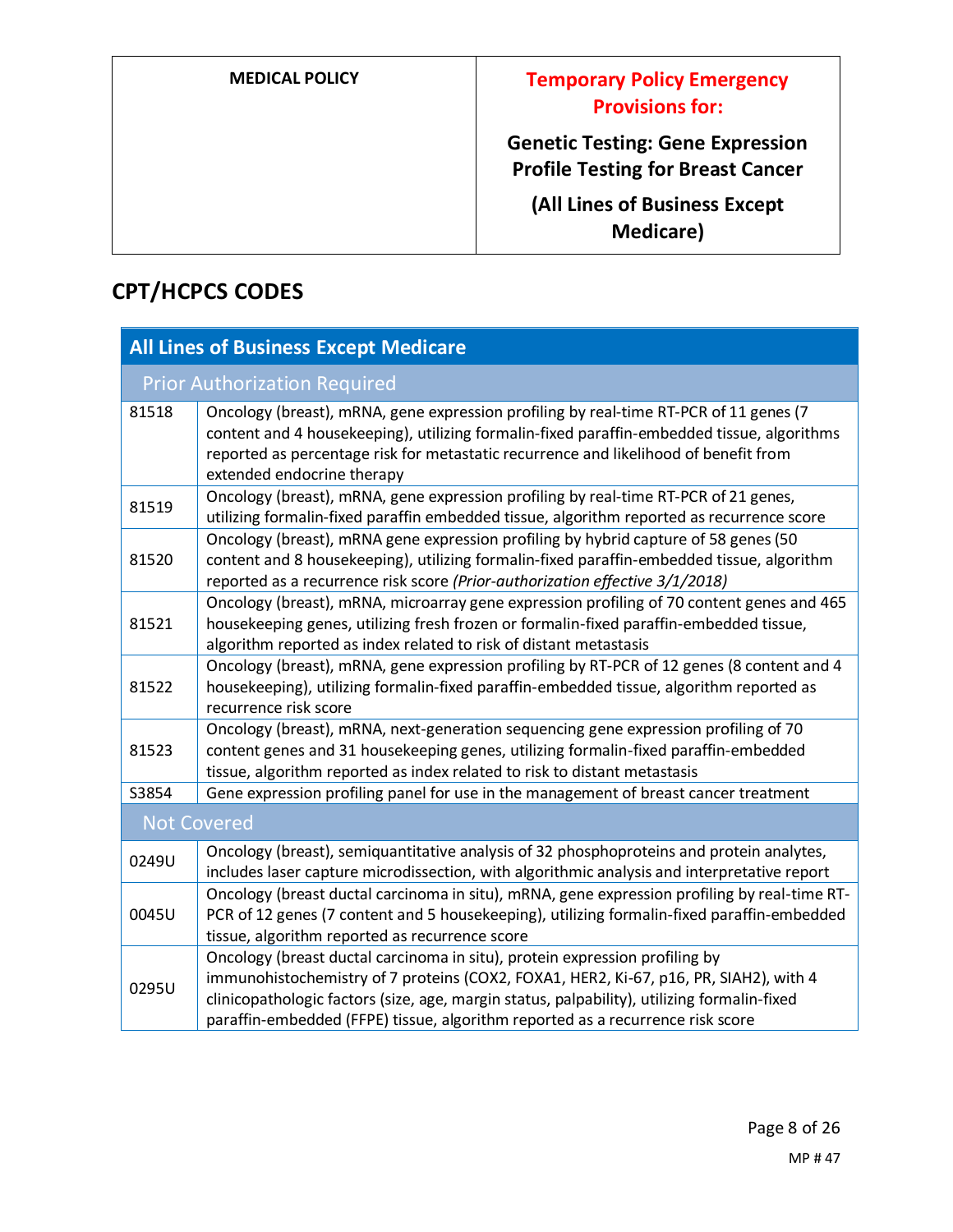## CPT/HCPCS CODES

| All Lines of Business Except Medicare | |
|---|---|
| **Prior Authorization Required** | |
| 81518 | Oncology (breast), mRNA, gene expression profiling by real-time RT-PCR of 11 genes (7 content and 4 housekeeping), utilizing formalin-fixed paraffin-embedded tissue, algorithms reported as percentage risk for metastatic recurrence and likelihood of benefit from extended endocrine therapy |
| 81519 | Oncology (breast), mRNA, gene expression profiling by real-time RT-PCR of 21 genes, utilizing formalin-fixed paraffin embedded tissue, algorithm reported as recurrence score |
| 81520 | Oncology (breast), mRNA gene expression profiling by hybrid capture of 58 genes (50 content and 8 housekeeping), utilizing formalin-fixed paraffin-embedded tissue, algorithm reported as a recurrence risk score *(Prior-authorization effective 3/1/2018)* |
| 81521 | Oncology (breast), mRNA, microarray gene expression profiling of 70 content genes and 465 housekeeping genes, utilizing fresh frozen or formalin-fixed paraffin-embedded tissue, algorithm reported as index related to risk of distant metastasis |
| 81522 | Oncology (breast), mRNA, gene expression profiling by RT-PCR of 12 genes (8 content and 4 housekeeping), utilizing formalin-fixed paraffin-embedded tissue, algorithm reported as recurrence risk score |
| 81523 | Oncology (breast), mRNA, next-generation sequencing gene expression profiling of 70 content genes and 31 housekeeping genes, utilizing formalin-fixed paraffin-embedded tissue, algorithm reported as index related to risk to distant metastasis |
| S3854 | Gene expression profiling panel for use in the management of breast cancer treatment |
| **Not Covered** | |
| 0249U | Oncology (breast), semiquantitative analysis of 32 phosphoproteins and protein analytes, includes laser capture microdissection, with algorithmic analysis and interpretative report |
| 0045U | Oncology (breast ductal carcinoma in situ), mRNA, gene expression profiling by real-time RT-PCR of 12 genes (7 content and 5 housekeeping), utilizing formalin-fixed paraffin-embedded tissue, algorithm reported as recurrence score |
| 0295U | Oncology (breast ductal carcinoma in situ), protein expression profiling by immunohistochemistry of 7 proteins (COX2, FOXA1, HER2, Ki-67, p16, PR, SIAH2), with 4 clinicopathologic factors (size, age, margin status, palpability), utilizing formalin-fixed paraffin-embedded (FFPE) tissue, algorithm reported as a recurrence risk score |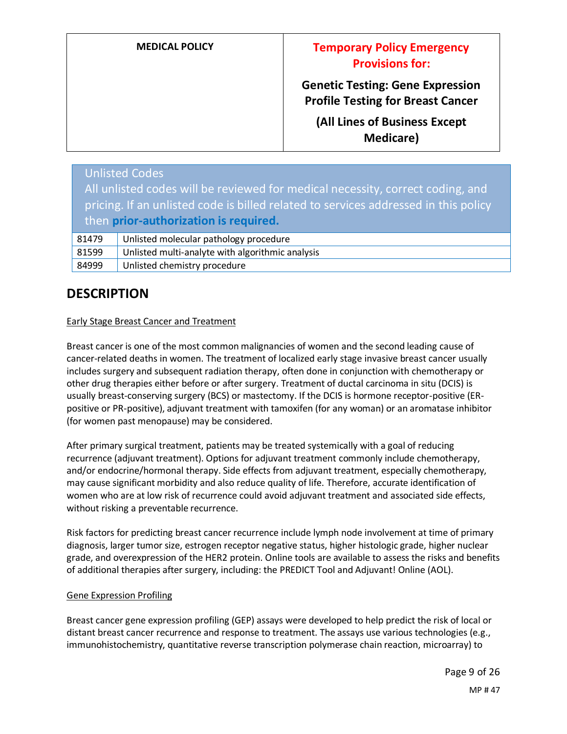| Unlisted Codes<br>All unlisted codes will be reviewed for medical necessity, correct coding, and pricing. If an unlisted code is billed related to services addressed in this policy then **prior-authorization is required.** | |
|---|---|
| 81479 | Unlisted molecular pathology procedure |
| 81599 | Unlisted multi-analyte with algorithmic analysis |
| 84999 | Unlisted chemistry procedure |

## DESCRIPTION

Early Stage Breast Cancer and Treatment

Breast cancer is one of the most common malignancies of women and the second leading cause of cancer-related deaths in women. The treatment of localized early stage invasive breast cancer usually includes surgery and subsequent radiation therapy, often done in conjunction with chemotherapy or other drug therapies either before or after surgery. Treatment of ductal carcinoma in situ (DCIS) is usually breast-conserving surgery (BCS) or mastectomy. If the DCIS is hormone receptor-positive (ER-positive or PR-positive), adjuvant treatment with tamoxifen (for any woman) or an aromatase inhibitor (for women past menopause) may be considered.

After primary surgical treatment, patients may be treated systemically with a goal of reducing recurrence (adjuvant treatment). Options for adjuvant treatment commonly include chemotherapy, and/or endocrine/hormonal therapy. Side effects from adjuvant treatment, especially chemotherapy, may cause significant morbidity and also reduce quality of life. Therefore, accurate identification of women who are at low risk of recurrence could avoid adjuvant treatment and associated side effects, without risking a preventable recurrence.

Risk factors for predicting breast cancer recurrence include lymph node involvement at time of primary diagnosis, larger tumor size, estrogen receptor negative status, higher histologic grade, higher nuclear grade, and overexpression of the HER2 protein. Online tools are available to assess the risks and benefits of additional therapies after surgery, including: the PREDICT Tool and Adjuvant! Online (AOL).

Gene Expression Profiling

Breast cancer gene expression profiling (GEP) assays were developed to help predict the risk of local or distant breast cancer recurrence and response to treatment. The assays use various technologies (e.g., immunohistochemistry, quantitative reverse transcription polymerase chain reaction, microarray) to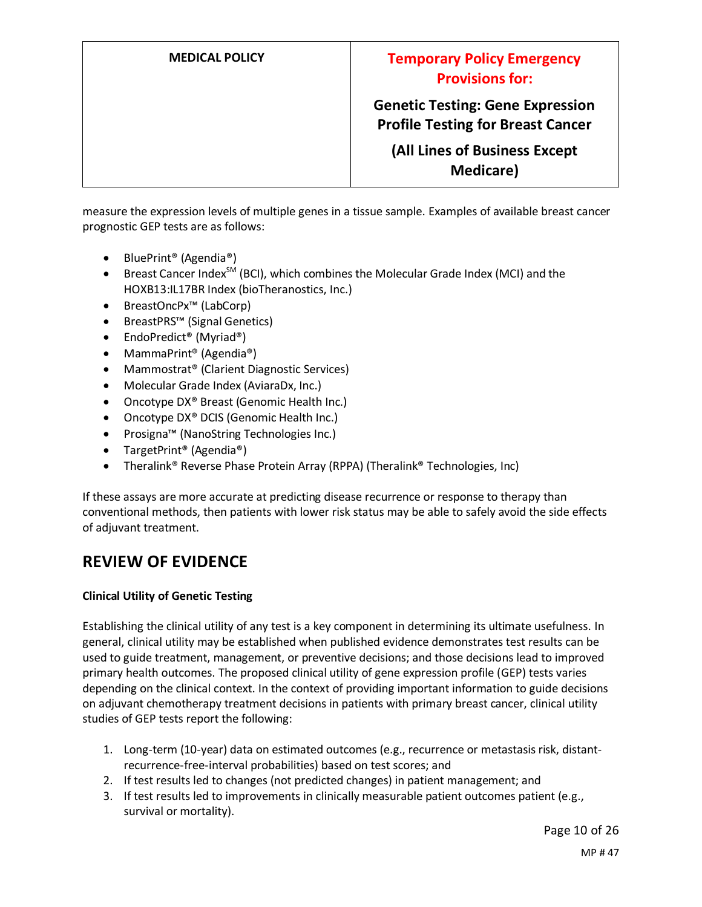measure the expression levels of multiple genes in a tissue sample. Examples of available breast cancer prognostic GEP tests are as follows:

- BluePrint® (Agendia®)
- Breast Cancer Index℠ (BCI), which combines the Molecular Grade Index (MCI) and the HOXB13:IL17BR Index (bioTheranostics, Inc.)
- BreastOncPx™ (LabCorp)
- BreastPRS™ (Signal Genetics)
- EndoPredict® (Myriad®)
- MammaPrint® (Agendia®)
- Mammostrat® (Clarient Diagnostic Services)
- Molecular Grade Index (AviaraDx, Inc.)
- Oncotype DX® Breast (Genomic Health Inc.)
- Oncotype DX® DCIS (Genomic Health Inc.)
- Prosigna™ (NanoString Technologies Inc.)
- TargetPrint® (Agendia®)
- Theralink® Reverse Phase Protein Array (RPPA) (Theralink® Technologies, Inc)

If these assays are more accurate at predicting disease recurrence or response to therapy than conventional methods, then patients with lower risk status may be able to safely avoid the side effects of adjuvant treatment.

## REVIEW OF EVIDENCE

**Clinical Utility of Genetic Testing**

Establishing the clinical utility of any test is a key component in determining its ultimate usefulness. In general, clinical utility may be established when published evidence demonstrates test results can be used to guide treatment, management, or preventive decisions; and those decisions lead to improved primary health outcomes. The proposed clinical utility of gene expression profile (GEP) tests varies depending on the clinical context. In the context of providing important information to guide decisions on adjuvant chemotherapy treatment decisions in patients with primary breast cancer, clinical utility studies of GEP tests report the following:

1. Long-term (10-year) data on estimated outcomes (e.g., recurrence or metastasis risk, distant-recurrence-free-interval probabilities) based on test scores; and
2. If test results led to changes (not predicted changes) in patient management; and
3. If test results led to improvements in clinically measurable patient outcomes patient (e.g., survival or mortality).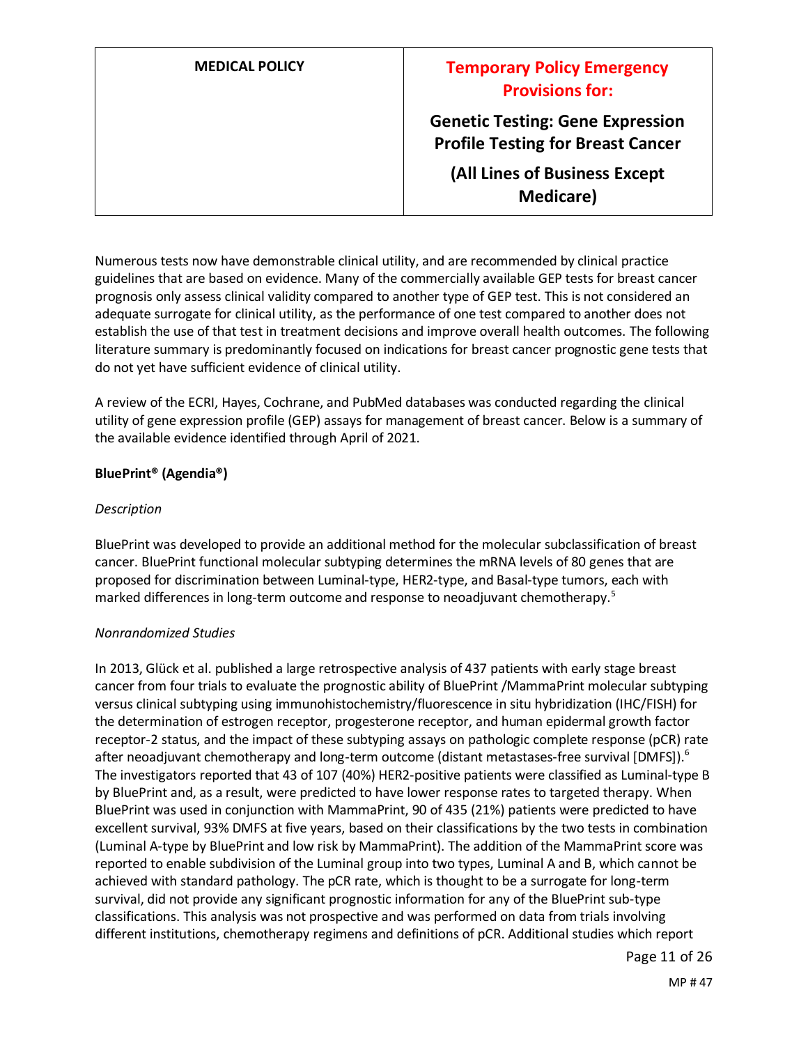Numerous tests now have demonstrable clinical utility, and are recommended by clinical practice guidelines that are based on evidence. Many of the commercially available GEP tests for breast cancer prognosis only assess clinical validity compared to another type of GEP test. This is not considered an adequate surrogate for clinical utility, as the performance of one test compared to another does not establish the use of that test in treatment decisions and improve overall health outcomes. The following literature summary is predominantly focused on indications for breast cancer prognostic gene tests that do not yet have sufficient evidence of clinical utility.

A review of the ECRI, Hayes, Cochrane, and PubMed databases was conducted regarding the clinical utility of gene expression profile (GEP) assays for management of breast cancer. Below is a summary of the available evidence identified through April of 2021.

**BluePrint® (Agendia®)**

*Description*

BluePrint was developed to provide an additional method for the molecular subclassification of breast cancer. BluePrint functional molecular subtyping determines the mRNA levels of 80 genes that are proposed for discrimination between Luminal-type, HER2-type, and Basal-type tumors, each with marked differences in long-term outcome and response to neoadjuvant chemotherapy.[5]

*Nonrandomized Studies*

In 2013, Glück et al. published a large retrospective analysis of 437 patients with early stage breast cancer from four trials to evaluate the prognostic ability of BluePrint /MammaPrint molecular subtyping versus clinical subtyping using immunohistochemistry/fluorescence in situ hybridization (IHC/FISH) for the determination of estrogen receptor, progesterone receptor, and human epidermal growth factor receptor-2 status, and the impact of these subtyping assays on pathologic complete response (pCR) rate after neoadjuvant chemotherapy and long-term outcome (distant metastases-free survival [DMFS]).[6] The investigators reported that 43 of 107 (40%) HER2-positive patients were classified as Luminal-type B by BluePrint and, as a result, were predicted to have lower response rates to targeted therapy. When BluePrint was used in conjunction with MammaPrint, 90 of 435 (21%) patients were predicted to have excellent survival, 93% DMFS at five years, based on their classifications by the two tests in combination (Luminal A-type by BluePrint and low risk by MammaPrint). The addition of the MammaPrint score was reported to enable subdivision of the Luminal group into two types, Luminal A and B, which cannot be achieved with standard pathology. The pCR rate, which is thought to be a surrogate for long-term survival, did not provide any significant prognostic information for any of the BluePrint sub-type classifications. This analysis was not prospective and was performed on data from trials involving different institutions, chemotherapy regimens and definitions of pCR. Additional studies which report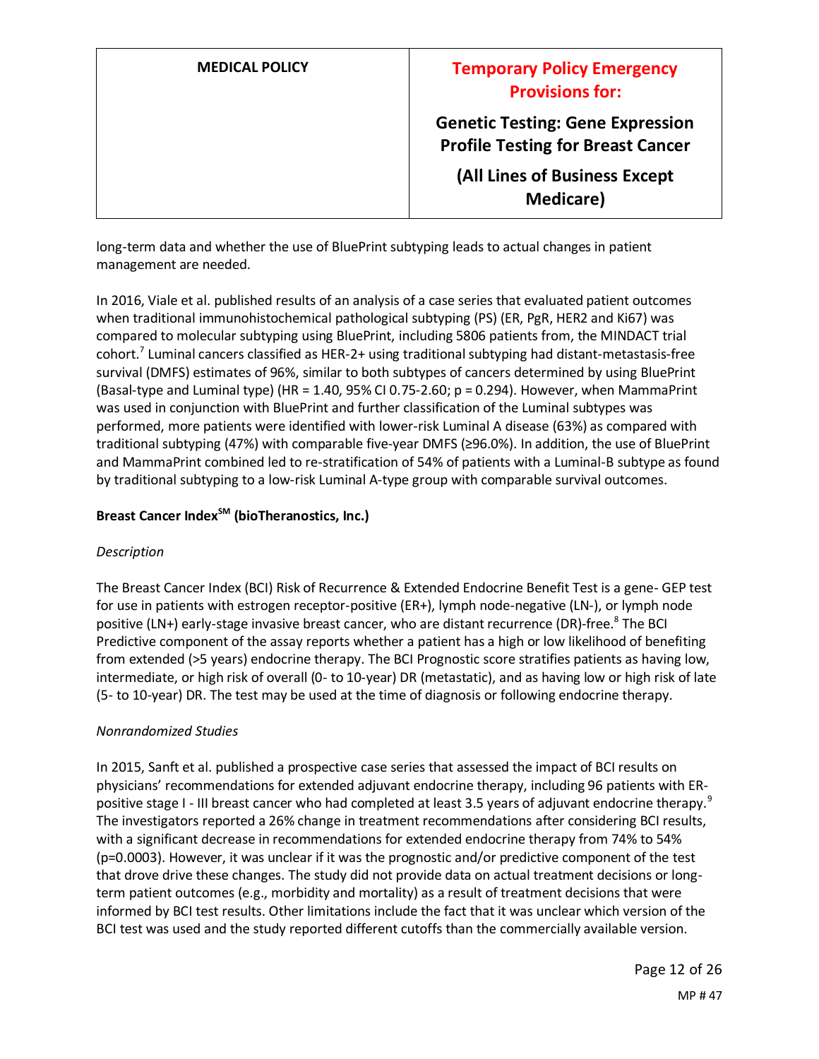long-term data and whether the use of BluePrint subtyping leads to actual changes in patient management are needed.

In 2016, Viale et al. published results of an analysis of a case series that evaluated patient outcomes when traditional immunohistochemical pathological subtyping (PS) (ER, PgR, HER2 and Ki67) was compared to molecular subtyping using BluePrint, including 5806 patients from, the MINDACT trial cohort.[7] Luminal cancers classified as HER-2+ using traditional subtyping had distant-metastasis-free survival (DMFS) estimates of 96%, similar to both subtypes of cancers determined by using BluePrint (Basal-type and Luminal type) (HR = 1.40, 95% CI 0.75-2.60; p = 0.294). However, when MammaPrint was used in conjunction with BluePrint and further classification of the Luminal subtypes was performed, more patients were identified with lower-risk Luminal A disease (63%) as compared with traditional subtyping (47%) with comparable five-year DMFS (≥96.0%). In addition, the use of BluePrint and MammaPrint combined led to re-stratification of 54% of patients with a Luminal-B subtype as found by traditional subtyping to a low-risk Luminal A-type group with comparable survival outcomes.

**Breast Cancer Index<sup>SM</sup> (bioTheranostics, Inc.)**

*Description*

The Breast Cancer Index (BCI) Risk of Recurrence & Extended Endocrine Benefit Test is a gene- GEP test for use in patients with estrogen receptor-positive (ER+), lymph node-negative (LN-), or lymph node positive (LN+) early-stage invasive breast cancer, who are distant recurrence (DR)-free.[8] The BCI Predictive component of the assay reports whether a patient has a high or low likelihood of benefiting from extended (>5 years) endocrine therapy. The BCI Prognostic score stratifies patients as having low, intermediate, or high risk of overall (0- to 10-year) DR (metastatic), and as having low or high risk of late (5- to 10-year) DR. The test may be used at the time of diagnosis or following endocrine therapy.

*Nonrandomized Studies*

In 2015, Sanft et al. published a prospective case series that assessed the impact of BCI results on physicians' recommendations for extended adjuvant endocrine therapy, including 96 patients with ER-positive stage I - III breast cancer who had completed at least 3.5 years of adjuvant endocrine therapy.[9] The investigators reported a 26% change in treatment recommendations after considering BCI results, with a significant decrease in recommendations for extended endocrine therapy from 74% to 54% (p=0.0003). However, it was unclear if it was the prognostic and/or predictive component of the test that drove drive these changes. The study did not provide data on actual treatment decisions or long-term patient outcomes (e.g., morbidity and mortality) as a result of treatment decisions that were informed by BCI test results. Other limitations include the fact that it was unclear which version of the BCI test was used and the study reported different cutoffs than the commercially available version.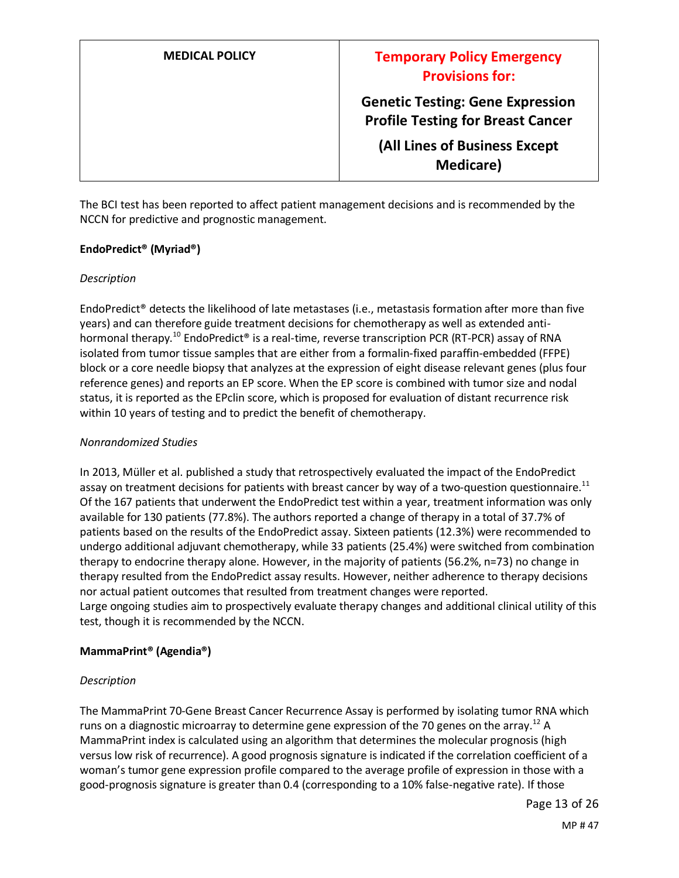The BCI test has been reported to affect patient management decisions and is recommended by the NCCN for predictive and prognostic management.

**EndoPredict® (Myriad®)**

*Description*

EndoPredict® detects the likelihood of late metastases (i.e., metastasis formation after more than five years) and can therefore guide treatment decisions for chemotherapy as well as extended anti-hormonal therapy.[10] EndoPredict® is a real-time, reverse transcription PCR (RT-PCR) assay of RNA isolated from tumor tissue samples that are either from a formalin-fixed paraffin-embedded (FFPE) block or a core needle biopsy that analyzes at the expression of eight disease relevant genes (plus four reference genes) and reports an EP score. When the EP score is combined with tumor size and nodal status, it is reported as the EPclin score, which is proposed for evaluation of distant recurrence risk within 10 years of testing and to predict the benefit of chemotherapy.

*Nonrandomized Studies*

In 2013, Müller et al. published a study that retrospectively evaluated the impact of the EndoPredict assay on treatment decisions for patients with breast cancer by way of a two-question questionnaire.[11] Of the 167 patients that underwent the EndoPredict test within a year, treatment information was only available for 130 patients (77.8%). The authors reported a change of therapy in a total of 37.7% of patients based on the results of the EndoPredict assay. Sixteen patients (12.3%) were recommended to undergo additional adjuvant chemotherapy, while 33 patients (25.4%) were switched from combination therapy to endocrine therapy alone. However, in the majority of patients (56.2%, n=73) no change in therapy resulted from the EndoPredict assay results. However, neither adherence to therapy decisions nor actual patient outcomes that resulted from treatment changes were reported.
Large ongoing studies aim to prospectively evaluate therapy changes and additional clinical utility of this test, though it is recommended by the NCCN.

**MammaPrint® (Agendia®)**

*Description*

The MammaPrint 70-Gene Breast Cancer Recurrence Assay is performed by isolating tumor RNA which runs on a diagnostic microarray to determine gene expression of the 70 genes on the array.[12] A MammaPrint index is calculated using an algorithm that determines the molecular prognosis (high versus low risk of recurrence). A good prognosis signature is indicated if the correlation coefficient of a woman's tumor gene expression profile compared to the average profile of expression in those with a good-prognosis signature is greater than 0.4 (corresponding to a 10% false-negative rate). If those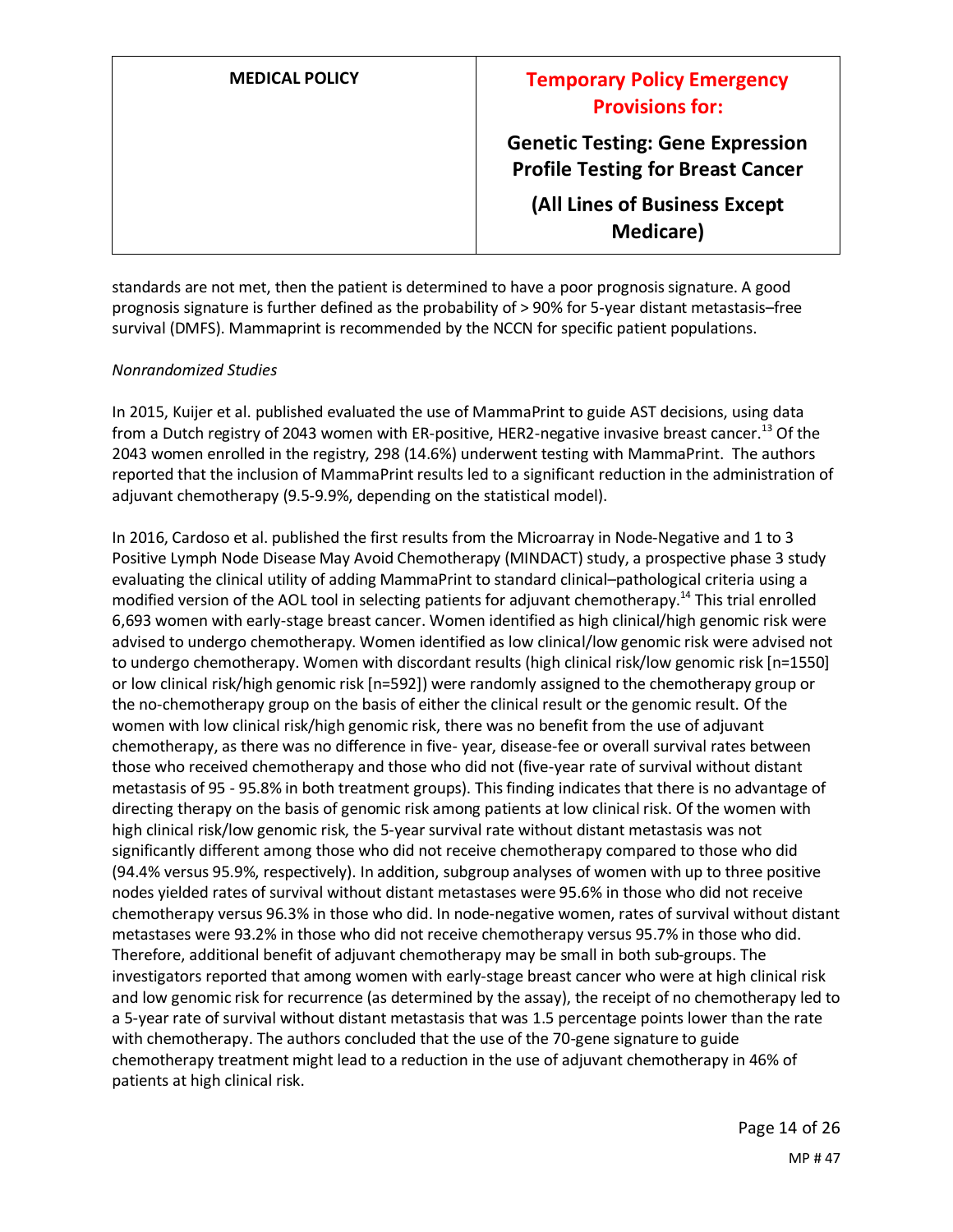standards are not met, then the patient is determined to have a poor prognosis signature. A good prognosis signature is further defined as the probability of > 90% for 5-year distant metastasis–free survival (DMFS). Mammaprint is recommended by the NCCN for specific patient populations.

*Nonrandomized Studies*

In 2015, Kuijer et al. published evaluated the use of MammaPrint to guide AST decisions, using data from a Dutch registry of 2043 women with ER-positive, HER2-negative invasive breast cancer.[13] Of the 2043 women enrolled in the registry, 298 (14.6%) underwent testing with MammaPrint. The authors reported that the inclusion of MammaPrint results led to a significant reduction in the administration of adjuvant chemotherapy (9.5-9.9%, depending on the statistical model).

In 2016, Cardoso et al. published the first results from the Microarray in Node-Negative and 1 to 3 Positive Lymph Node Disease May Avoid Chemotherapy (MINDACT) study, a prospective phase 3 study evaluating the clinical utility of adding MammaPrint to standard clinical–pathological criteria using a modified version of the AOL tool in selecting patients for adjuvant chemotherapy.[14] This trial enrolled 6,693 women with early-stage breast cancer. Women identified as high clinical/high genomic risk were advised to undergo chemotherapy. Women identified as low clinical/low genomic risk were advised not to undergo chemotherapy. Women with discordant results (high clinical risk/low genomic risk [n=1550] or low clinical risk/high genomic risk [n=592]) were randomly assigned to the chemotherapy group or the no-chemotherapy group on the basis of either the clinical result or the genomic result. Of the women with low clinical risk/high genomic risk, there was no benefit from the use of adjuvant chemotherapy, as there was no difference in five- year, disease-fee or overall survival rates between those who received chemotherapy and those who did not (five-year rate of survival without distant metastasis of 95 - 95.8% in both treatment groups). This finding indicates that there is no advantage of directing therapy on the basis of genomic risk among patients at low clinical risk. Of the women with high clinical risk/low genomic risk, the 5-year survival rate without distant metastasis was not significantly different among those who did not receive chemotherapy compared to those who did (94.4% versus 95.9%, respectively). In addition, subgroup analyses of women with up to three positive nodes yielded rates of survival without distant metastases were 95.6% in those who did not receive chemotherapy versus 96.3% in those who did. In node-negative women, rates of survival without distant metastases were 93.2% in those who did not receive chemotherapy versus 95.7% in those who did. Therefore, additional benefit of adjuvant chemotherapy may be small in both sub-groups. The investigators reported that among women with early-stage breast cancer who were at high clinical risk and low genomic risk for recurrence (as determined by the assay), the receipt of no chemotherapy led to a 5-year rate of survival without distant metastasis that was 1.5 percentage points lower than the rate with chemotherapy. The authors concluded that the use of the 70-gene signature to guide chemotherapy treatment might lead to a reduction in the use of adjuvant chemotherapy in 46% of patients at high clinical risk.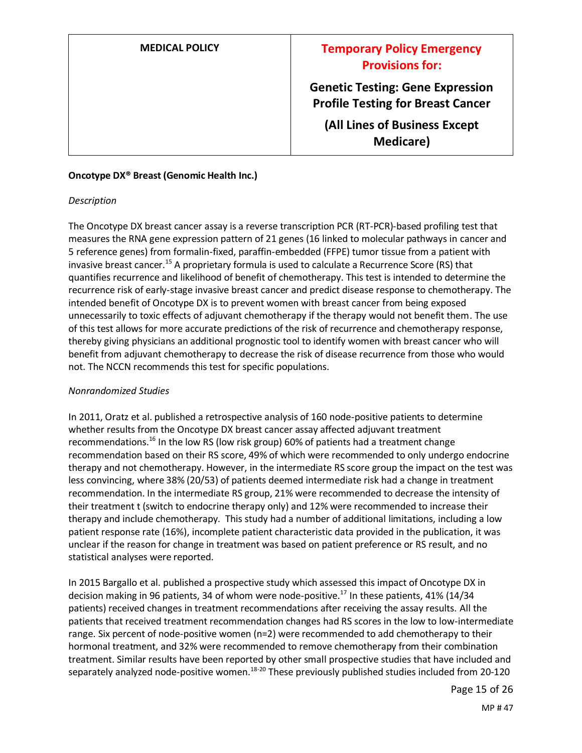**Oncotype DX® Breast (Genomic Health Inc.)**

*Description*

The Oncotype DX breast cancer assay is a reverse transcription PCR (RT-PCR)-based profiling test that measures the RNA gene expression pattern of 21 genes (16 linked to molecular pathways in cancer and 5 reference genes) from formalin-fixed, paraffin-embedded (FFPE) tumor tissue from a patient with invasive breast cancer.[15] A proprietary formula is used to calculate a Recurrence Score (RS) that quantifies recurrence and likelihood of benefit of chemotherapy. This test is intended to determine the recurrence risk of early-stage invasive breast cancer and predict disease response to chemotherapy. The intended benefit of Oncotype DX is to prevent women with breast cancer from being exposed unnecessarily to toxic effects of adjuvant chemotherapy if the therapy would not benefit them. The use of this test allows for more accurate predictions of the risk of recurrence and chemotherapy response, thereby giving physicians an additional prognostic tool to identify women with breast cancer who will benefit from adjuvant chemotherapy to decrease the risk of disease recurrence from those who would not. The NCCN recommends this test for specific populations.

*Nonrandomized Studies*

In 2011, Oratz et al. published a retrospective analysis of 160 node-positive patients to determine whether results from the Oncotype DX breast cancer assay affected adjuvant treatment recommendations.[16] In the low RS (low risk group) 60% of patients had a treatment change recommendation based on their RS score, 49% of which were recommended to only undergo endocrine therapy and not chemotherapy. However, in the intermediate RS score group the impact on the test was less convincing, where 38% (20/53) of patients deemed intermediate risk had a change in treatment recommendation. In the intermediate RS group, 21% were recommended to decrease the intensity of their treatment t (switch to endocrine therapy only) and 12% were recommended to increase their therapy and include chemotherapy. This study had a number of additional limitations, including a low patient response rate (16%), incomplete patient characteristic data provided in the publication, it was unclear if the reason for change in treatment was based on patient preference or RS result, and no statistical analyses were reported.

In 2015 Bargallo et al. published a prospective study which assessed this impact of Oncotype DX in decision making in 96 patients, 34 of whom were node-positive.[17] In these patients, 41% (14/34 patients) received changes in treatment recommendations after receiving the assay results. All the patients that received treatment recommendation changes had RS scores in the low to low-intermediate range. Six percent of node-positive women (n=2) were recommended to add chemotherapy to their hormonal treatment, and 32% were recommended to remove chemotherapy from their combination treatment. Similar results have been reported by other small prospective studies that have included and separately analyzed node-positive women.[18-20] These previously published studies included from 20-120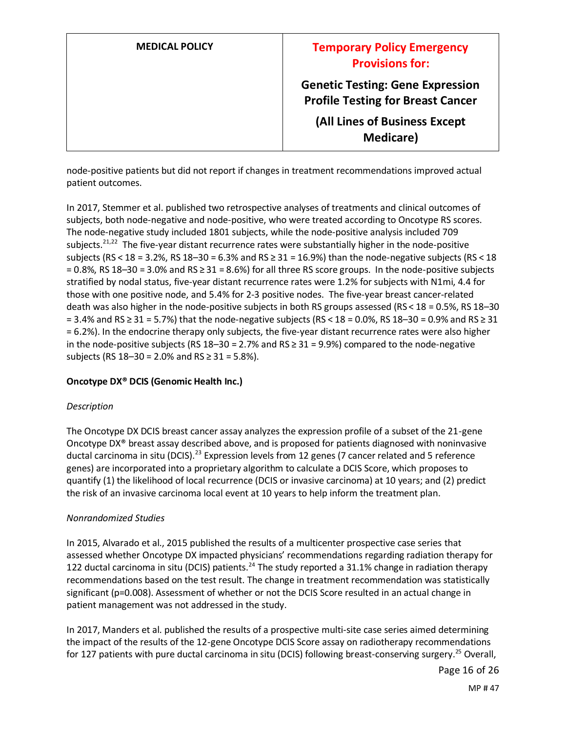node-positive patients but did not report if changes in treatment recommendations improved actual patient outcomes.

In 2017, Stemmer et al. published two retrospective analyses of treatments and clinical outcomes of subjects, both node-negative and node-positive, who were treated according to Oncotype RS scores. The node-negative study included 1801 subjects, while the node-positive analysis included 709 subjects.[21,22] The five-year distant recurrence rates were substantially higher in the node-positive subjects (RS < 18 = 3.2%, RS 18–30 = 6.3% and RS ≥ 31 = 16.9%) than the node-negative subjects (RS < 18 = 0.8%, RS 18–30 = 3.0% and RS ≥ 31 = 8.6%) for all three RS score groups. In the node-positive subjects stratified by nodal status, five-year distant recurrence rates were 1.2% for subjects with N1mi, 4.4 for those with one positive node, and 5.4% for 2-3 positive nodes. The five-year breast cancer-related death was also higher in the node-positive subjects in both RS groups assessed (RS < 18 = 0.5%, RS 18–30 = 3.4% and RS ≥ 31 = 5.7%) that the node-negative subjects (RS < 18 = 0.0%, RS 18–30 = 0.9% and RS ≥ 31 = 6.2%). In the endocrine therapy only subjects, the five-year distant recurrence rates were also higher in the node-positive subjects (RS 18–30 = 2.7% and RS ≥ 31 = 9.9%) compared to the node-negative subjects (RS 18–30 = 2.0% and RS ≥ 31 = 5.8%).

**Oncotype DX® DCIS (Genomic Health Inc.)**

*Description*

The Oncotype DX DCIS breast cancer assay analyzes the expression profile of a subset of the 21-gene Oncotype DX® breast assay described above, and is proposed for patients diagnosed with noninvasive ductal carcinoma in situ (DCIS).[23] Expression levels from 12 genes (7 cancer related and 5 reference genes) are incorporated into a proprietary algorithm to calculate a DCIS Score, which proposes to quantify (1) the likelihood of local recurrence (DCIS or invasive carcinoma) at 10 years; and (2) predict the risk of an invasive carcinoma local event at 10 years to help inform the treatment plan.

*Nonrandomized Studies*

In 2015, Alvarado et al., 2015 published the results of a multicenter prospective case series that assessed whether Oncotype DX impacted physicians' recommendations regarding radiation therapy for 122 ductal carcinoma in situ (DCIS) patients.[24] The study reported a 31.1% change in radiation therapy recommendations based on the test result. The change in treatment recommendation was statistically significant (p=0.008). Assessment of whether or not the DCIS Score resulted in an actual change in patient management was not addressed in the study.

In 2017, Manders et al. published the results of a prospective multi-site case series aimed determining the impact of the results of the 12-gene Oncotype DCIS Score assay on radiotherapy recommendations for 127 patients with pure ductal carcinoma in situ (DCIS) following breast-conserving surgery.[25] Overall,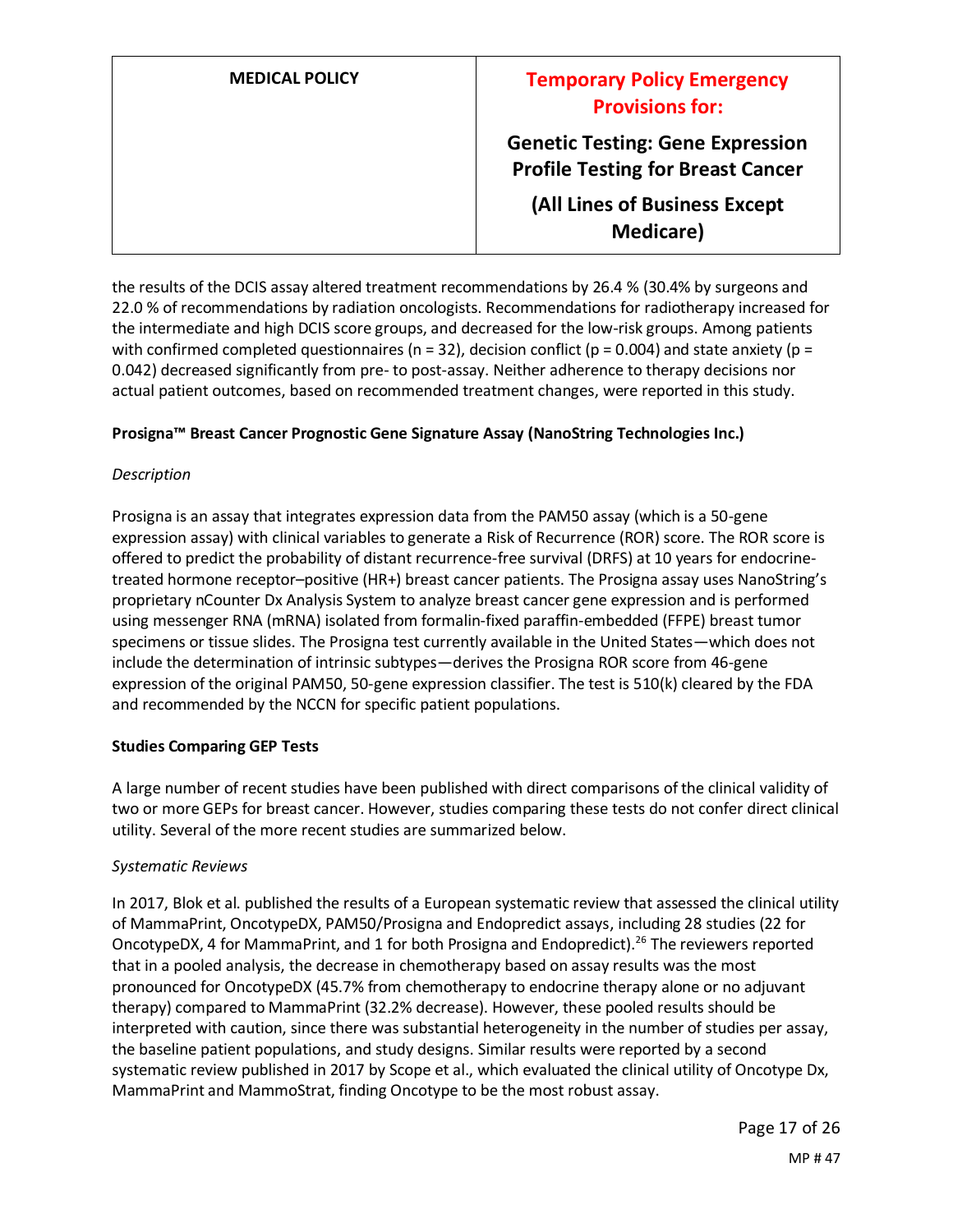the results of the DCIS assay altered treatment recommendations by 26.4 % (30.4% by surgeons and 22.0 % of recommendations by radiation oncologists. Recommendations for radiotherapy increased for the intermediate and high DCIS score groups, and decreased for the low-risk groups. Among patients with confirmed completed questionnaires (n = 32), decision conflict (p = 0.004) and state anxiety (p = 0.042) decreased significantly from pre- to post-assay. Neither adherence to therapy decisions nor actual patient outcomes, based on recommended treatment changes, were reported in this study.

**Prosigna™ Breast Cancer Prognostic Gene Signature Assay (NanoString Technologies Inc.)**

*Description*

Prosigna is an assay that integrates expression data from the PAM50 assay (which is a 50-gene expression assay) with clinical variables to generate a Risk of Recurrence (ROR) score. The ROR score is offered to predict the probability of distant recurrence-free survival (DRFS) at 10 years for endocrine-treated hormone receptor–positive (HR+) breast cancer patients. The Prosigna assay uses NanoString's proprietary nCounter Dx Analysis System to analyze breast cancer gene expression and is performed using messenger RNA (mRNA) isolated from formalin-fixed paraffin-embedded (FFPE) breast tumor specimens or tissue slides. The Prosigna test currently available in the United States—which does not include the determination of intrinsic subtypes—derives the Prosigna ROR score from 46-gene expression of the original PAM50, 50-gene expression classifier. The test is 510(k) cleared by the FDA and recommended by the NCCN for specific patient populations.

**Studies Comparing GEP Tests**

A large number of recent studies have been published with direct comparisons of the clinical validity of two or more GEPs for breast cancer. However, studies comparing these tests do not confer direct clinical utility. Several of the more recent studies are summarized below.

*Systematic Reviews*

In 2017, Blok et al. published the results of a European systematic review that assessed the clinical utility of MammaPrint, OncotypeDX, PAM50/Prosigna and Endopredict assays, including 28 studies (22 for OncotypeDX, 4 for MammaPrint, and 1 for both Prosigna and Endopredict).[26] The reviewers reported that in a pooled analysis, the decrease in chemotherapy based on assay results was the most pronounced for OncotypeDX (45.7% from chemotherapy to endocrine therapy alone or no adjuvant therapy) compared to MammaPrint (32.2% decrease). However, these pooled results should be interpreted with caution, since there was substantial heterogeneity in the number of studies per assay, the baseline patient populations, and study designs. Similar results were reported by a second systematic review published in 2017 by Scope et al., which evaluated the clinical utility of Oncotype Dx, MammaPrint and MammoStrat, finding Oncotype to be the most robust assay.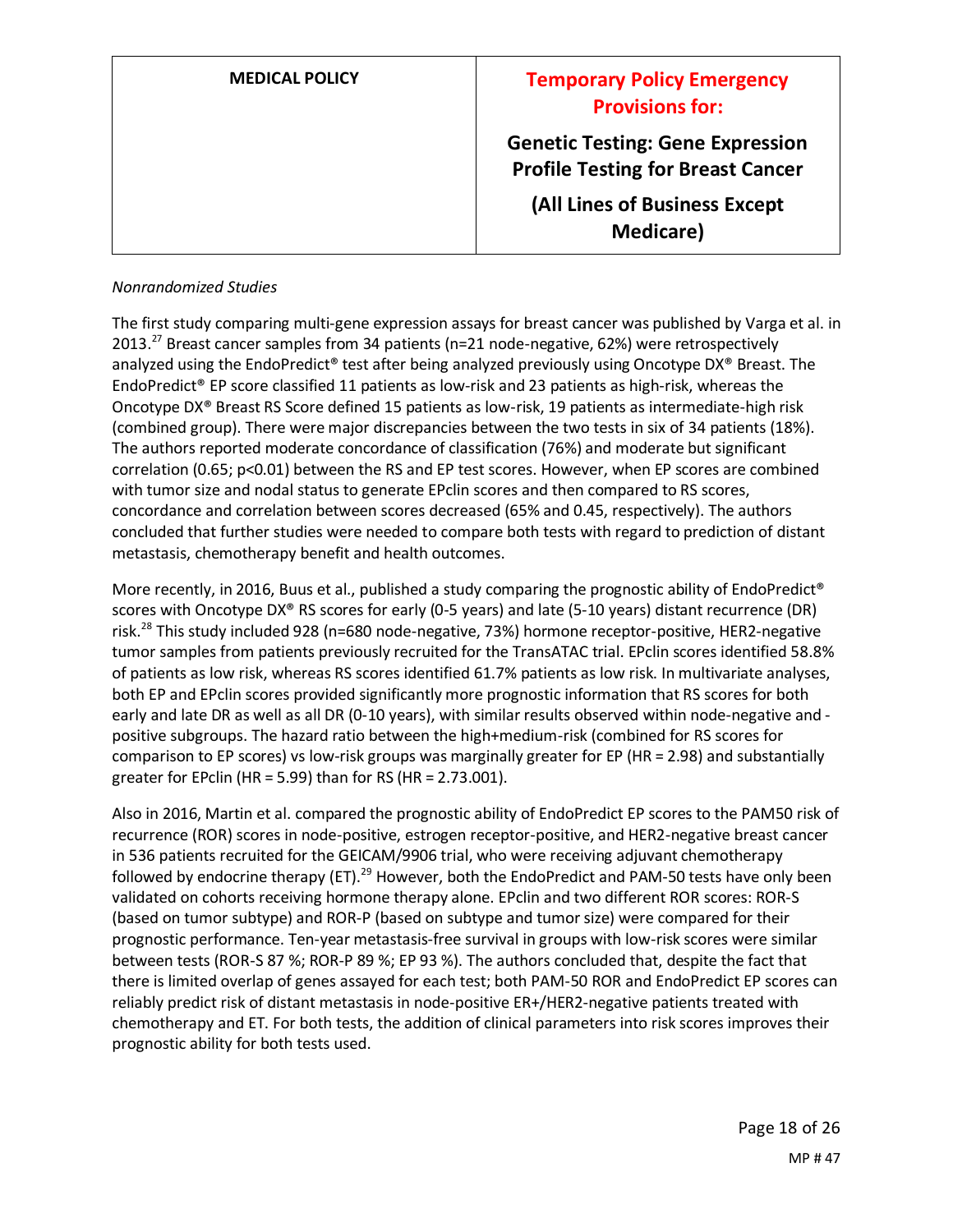*Nonrandomized Studies*

The first study comparing multi-gene expression assays for breast cancer was published by Varga et al. in 2013.[27] Breast cancer samples from 34 patients (n=21 node-negative, 62%) were retrospectively analyzed using the EndoPredict® test after being analyzed previously using Oncotype DX® Breast. The EndoPredict® EP score classified 11 patients as low-risk and 23 patients as high-risk, whereas the Oncotype DX® Breast RS Score defined 15 patients as low-risk, 19 patients as intermediate-high risk (combined group). There were major discrepancies between the two tests in six of 34 patients (18%). The authors reported moderate concordance of classification (76%) and moderate but significant correlation (0.65; p<0.01) between the RS and EP test scores. However, when EP scores are combined with tumor size and nodal status to generate EPclin scores and then compared to RS scores, concordance and correlation between scores decreased (65% and 0.45, respectively). The authors concluded that further studies were needed to compare both tests with regard to prediction of distant metastasis, chemotherapy benefit and health outcomes.

More recently, in 2016, Buus et al., published a study comparing the prognostic ability of EndoPredict® scores with Oncotype DX® RS scores for early (0-5 years) and late (5-10 years) distant recurrence (DR) risk.[28] This study included 928 (n=680 node-negative, 73%) hormone receptor-positive, HER2-negative tumor samples from patients previously recruited for the TransATAC trial. EPclin scores identified 58.8% of patients as low risk, whereas RS scores identified 61.7% patients as low risk. In multivariate analyses, both EP and EPclin scores provided significantly more prognostic information that RS scores for both early and late DR as well as all DR (0-10 years), with similar results observed within node-negative and -positive subgroups. The hazard ratio between the high+medium-risk (combined for RS scores for comparison to EP scores) vs low-risk groups was marginally greater for EP (HR = 2.98) and substantially greater for EPclin (HR = 5.99) than for RS (HR = 2.73.001).

Also in 2016, Martin et al. compared the prognostic ability of EndoPredict EP scores to the PAM50 risk of recurrence (ROR) scores in node-positive, estrogen receptor-positive, and HER2-negative breast cancer in 536 patients recruited for the GEICAM/9906 trial, who were receiving adjuvant chemotherapy followed by endocrine therapy (ET).[29] However, both the EndoPredict and PAM-50 tests have only been validated on cohorts receiving hormone therapy alone. EPclin and two different ROR scores: ROR-S (based on tumor subtype) and ROR-P (based on subtype and tumor size) were compared for their prognostic performance. Ten-year metastasis-free survival in groups with low-risk scores were similar between tests (ROR-S 87 %; ROR-P 89 %; EP 93 %). The authors concluded that, despite the fact that there is limited overlap of genes assayed for each test; both PAM-50 ROR and EndoPredict EP scores can reliably predict risk of distant metastasis in node-positive ER+/HER2-negative patients treated with chemotherapy and ET. For both tests, the addition of clinical parameters into risk scores improves their prognostic ability for both tests used.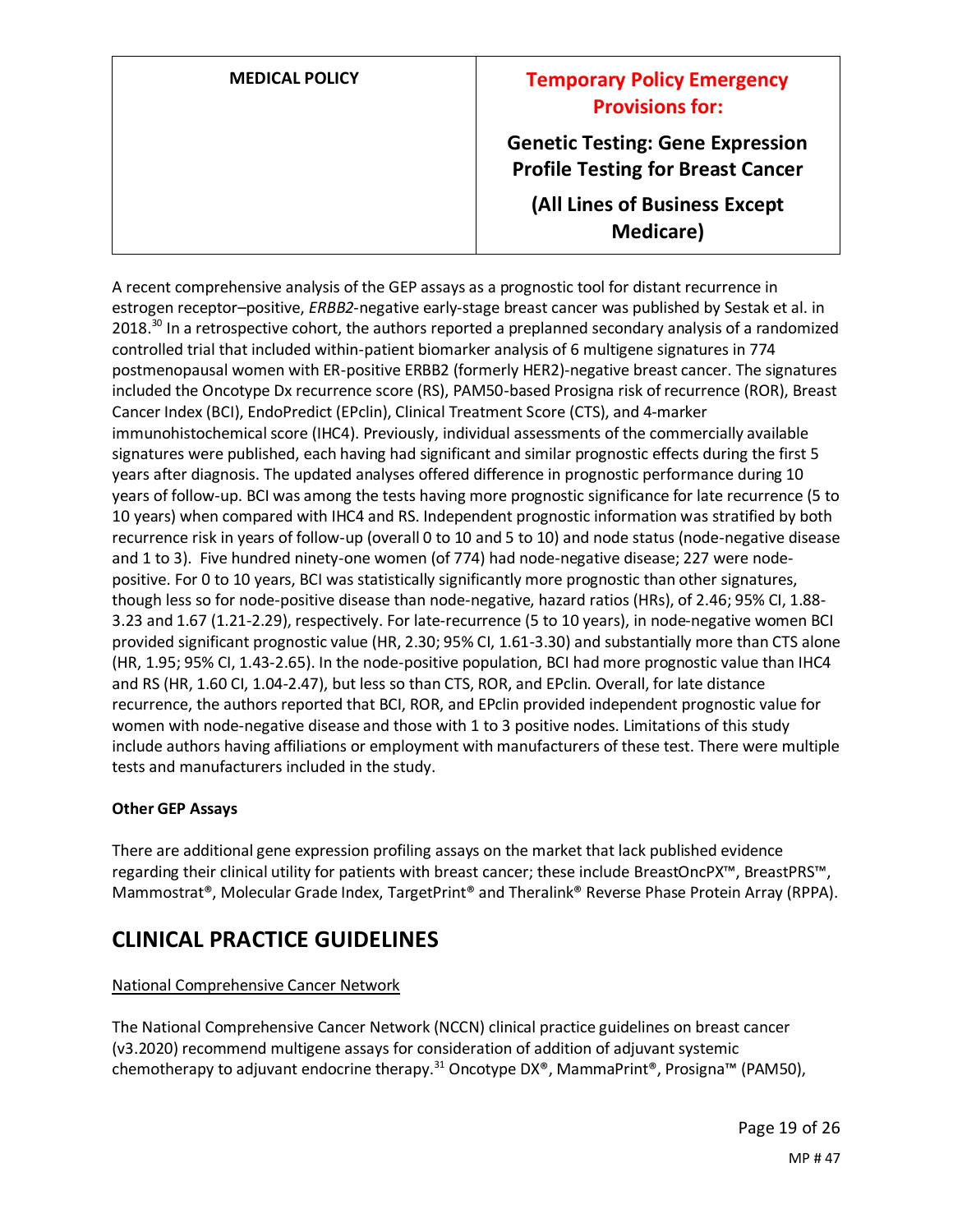A recent comprehensive analysis of the GEP assays as a prognostic tool for distant recurrence in estrogen receptor–positive, *ERBB2*-negative early-stage breast cancer was published by Sestak et al. in 2018.[30] In a retrospective cohort, the authors reported a preplanned secondary analysis of a randomized controlled trial that included within-patient biomarker analysis of 6 multigene signatures in 774 postmenopausal women with ER-positive ERBB2 (formerly HER2)-negative breast cancer. The signatures included the Oncotype Dx recurrence score (RS), PAM50-based Prosigna risk of recurrence (ROR), Breast Cancer Index (BCI), EndoPredict (EPclin), Clinical Treatment Score (CTS), and 4-marker immunohistochemical score (IHC4). Previously, individual assessments of the commercially available signatures were published, each having had significant and similar prognostic effects during the first 5 years after diagnosis. The updated analyses offered difference in prognostic performance during 10 years of follow-up. BCI was among the tests having more prognostic significance for late recurrence (5 to 10 years) when compared with IHC4 and RS. Independent prognostic information was stratified by both recurrence risk in years of follow-up (overall 0 to 10 and 5 to 10) and node status (node-negative disease and 1 to 3). Five hundred ninety-one women (of 774) had node-negative disease; 227 were node-positive. For 0 to 10 years, BCI was statistically significantly more prognostic than other signatures, though less so for node-positive disease than node-negative, hazard ratios (HRs), of 2.46; 95% CI, 1.88-3.23 and 1.67 (1.21-2.29), respectively. For late-recurrence (5 to 10 years), in node-negative women BCI provided significant prognostic value (HR, 2.30; 95% CI, 1.61-3.30) and substantially more than CTS alone (HR, 1.95; 95% CI, 1.43-2.65). In the node-positive population, BCI had more prognostic value than IHC4 and RS (HR, 1.60 CI, 1.04-2.47), but less so than CTS, ROR, and EPclin. Overall, for late distance recurrence, the authors reported that BCI, ROR, and EPclin provided independent prognostic value for women with node-negative disease and those with 1 to 3 positive nodes. Limitations of this study include authors having affiliations or employment with manufacturers of these test. There were multiple tests and manufacturers included in the study.

**Other GEP Assays**

There are additional gene expression profiling assays on the market that lack published evidence regarding their clinical utility for patients with breast cancer; these include BreastOncPX™, BreastPRS™, Mammostrat®, Molecular Grade Index, TargetPrint® and Theralink® Reverse Phase Protein Array (RPPA).

## CLINICAL PRACTICE GUIDELINES

National Comprehensive Cancer Network

The National Comprehensive Cancer Network (NCCN) clinical practice guidelines on breast cancer (v3.2020) recommend multigene assays for consideration of addition of adjuvant systemic chemotherapy to adjuvant endocrine therapy.[31] Oncotype DX®, MammaPrint®, Prosigna™ (PAM50),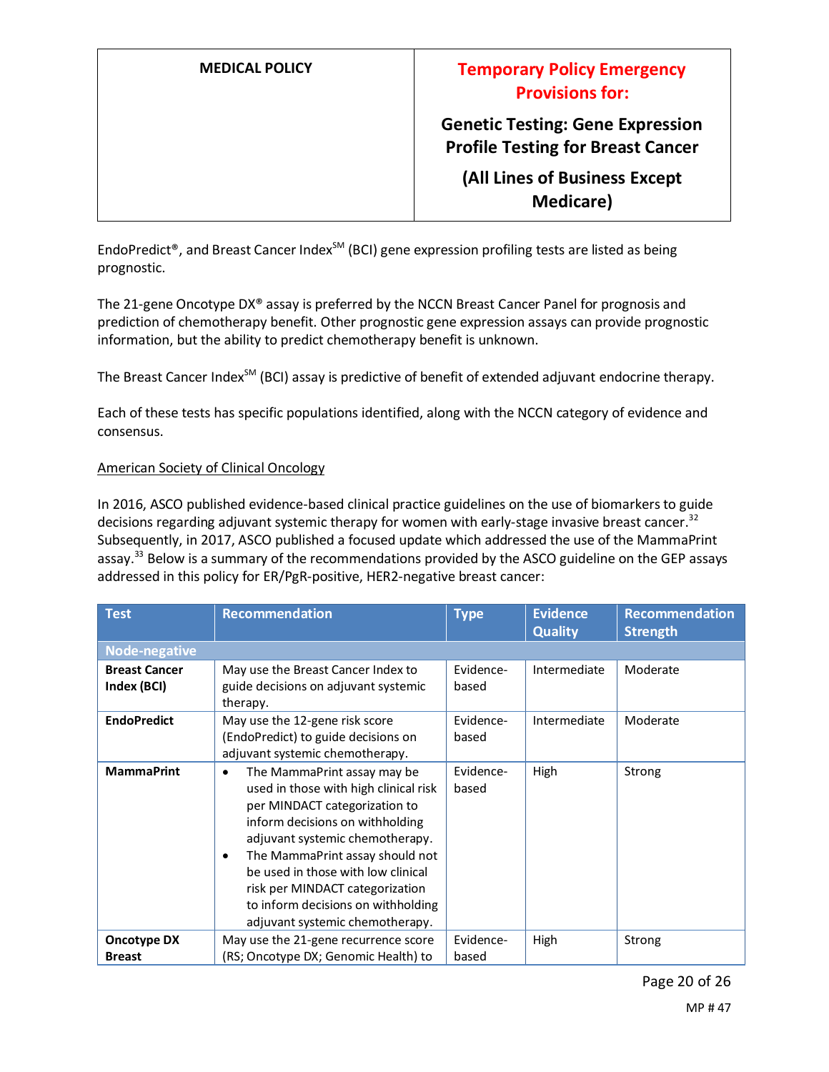EndoPredict®, and Breast Cancer Index℠ (BCI) gene expression profiling tests are listed as being prognostic.

The 21-gene Oncotype DX® assay is preferred by the NCCN Breast Cancer Panel for prognosis and prediction of chemotherapy benefit. Other prognostic gene expression assays can provide prognostic information, but the ability to predict chemotherapy benefit is unknown.

The Breast Cancer Index℠ (BCI) assay is predictive of benefit of extended adjuvant endocrine therapy.

Each of these tests has specific populations identified, along with the NCCN category of evidence and consensus.

American Society of Clinical Oncology

In 2016, ASCO published evidence-based clinical practice guidelines on the use of biomarkers to guide decisions regarding adjuvant systemic therapy for women with early-stage invasive breast cancer.[32] Subsequently, in 2017, ASCO published a focused update which addressed the use of the MammaPrint assay.[33] Below is a summary of the recommendations provided by the ASCO guideline on the GEP assays addressed in this policy for ER/PgR-positive, HER2-negative breast cancer:

| Test | Recommendation | Type | Evidence Quality | Recommendation Strength |
|---|---|---|---|---|
| **Node-negative** | | | | |
| **Breast Cancer Index (BCI)** | May use the Breast Cancer Index to guide decisions on adjuvant systemic therapy. | Evidence-based | Intermediate | Moderate |
| **EndoPredict** | May use the 12-gene risk score (EndoPredict) to guide decisions on adjuvant systemic chemotherapy. | Evidence-based | Intermediate | Moderate |
| **MammaPrint** | • The MammaPrint assay may be used in those with high clinical risk per MINDACT categorization to inform decisions on withholding adjuvant systemic chemotherapy. • The MammaPrint assay should not be used in those with low clinical risk per MINDACT categorization to inform decisions on withholding adjuvant systemic chemotherapy. | Evidence-based | High | Strong |
| **Oncotype DX Breast** | May use the 21-gene recurrence score (RS; Oncotype DX; Genomic Health) to | Evidence-based | High | Strong |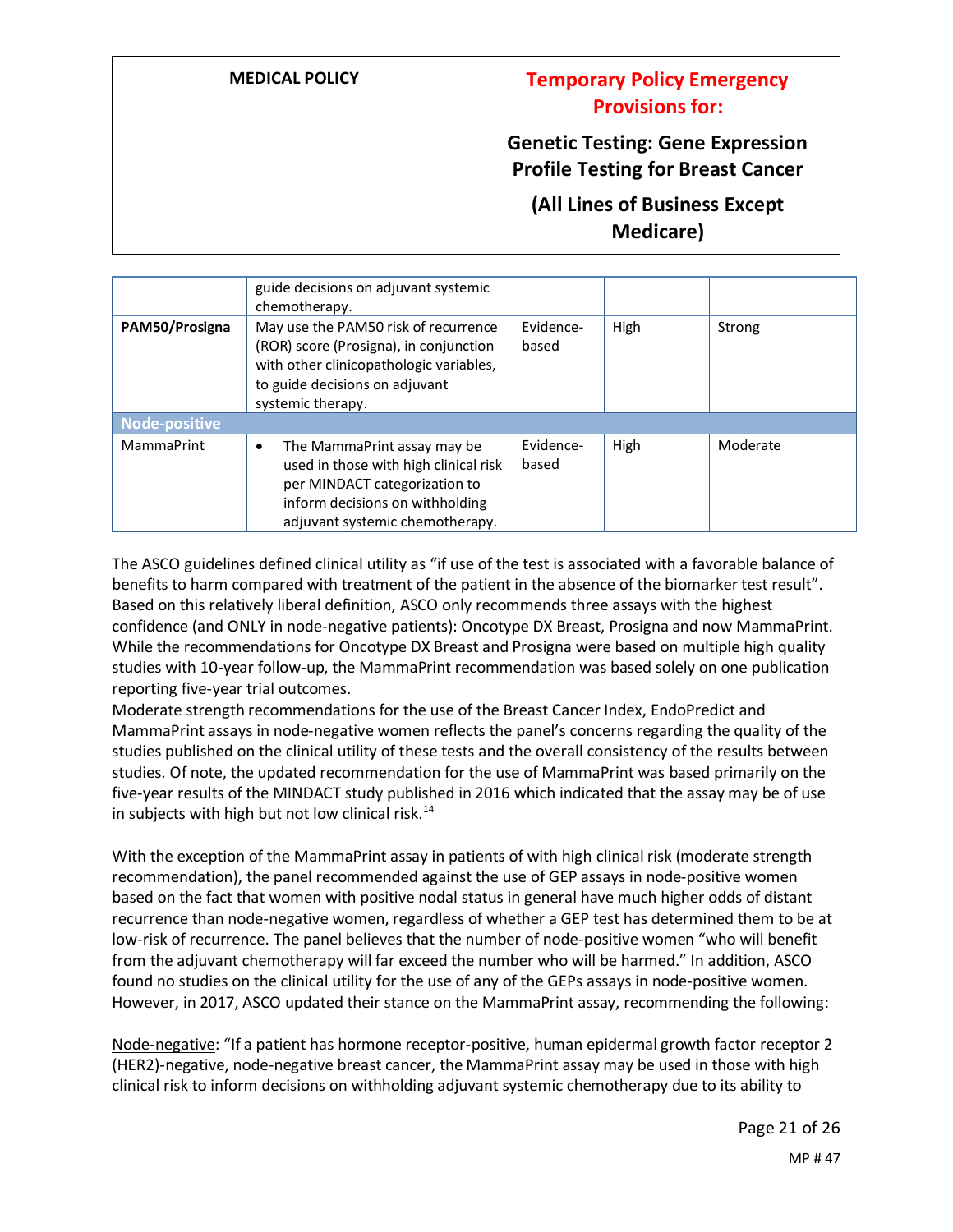| | | | | |
|---|---|---|---|---|
| | guide decisions on adjuvant systemic chemotherapy. | | | |
| **PAM50/Prosigna** | May use the PAM50 risk of recurrence (ROR) score (Prosigna), in conjunction with other clinicopathologic variables, to guide decisions on adjuvant systemic therapy. | Evidence-based | High | Strong |
| **Node-positive** | | | | |
| MammaPrint | • The MammaPrint assay may be used in those with high clinical risk per MINDACT categorization to inform decisions on withholding adjuvant systemic chemotherapy. | Evidence-based | High | Moderate |

The ASCO guidelines defined clinical utility as "if use of the test is associated with a favorable balance of benefits to harm compared with treatment of the patient in the absence of the biomarker test result". Based on this relatively liberal definition, ASCO only recommends three assays with the highest confidence (and ONLY in node-negative patients): Oncotype DX Breast, Prosigna and now MammaPrint. While the recommendations for Oncotype DX Breast and Prosigna were based on multiple high quality studies with 10-year follow-up, the MammaPrint recommendation was based solely on one publication reporting five-year trial outcomes.
Moderate strength recommendations for the use of the Breast Cancer Index, EndoPredict and MammaPrint assays in node-negative women reflects the panel's concerns regarding the quality of the studies published on the clinical utility of these tests and the overall consistency of the results between studies. Of note, the updated recommendation for the use of MammaPrint was based primarily on the five-year results of the MINDACT study published in 2016 which indicated that the assay may be of use in subjects with high but not low clinical risk.[14]

With the exception of the MammaPrint assay in patients of with high clinical risk (moderate strength recommendation), the panel recommended against the use of GEP assays in node-positive women based on the fact that women with positive nodal status in general have much higher odds of distant recurrence than node-negative women, regardless of whether a GEP test has determined them to be at low-risk of recurrence. The panel believes that the number of node-positive women "who will benefit from the adjuvant chemotherapy will far exceed the number who will be harmed." In addition, ASCO found no studies on the clinical utility for the use of any of the GEPs assays in node-positive women. However, in 2017, ASCO updated their stance on the MammaPrint assay, recommending the following:

Node-negative: "If a patient has hormone receptor-positive, human epidermal growth factor receptor 2 (HER2)-negative, node-negative breast cancer, the MammaPrint assay may be used in those with high clinical risk to inform decisions on withholding adjuvant systemic chemotherapy due to its ability to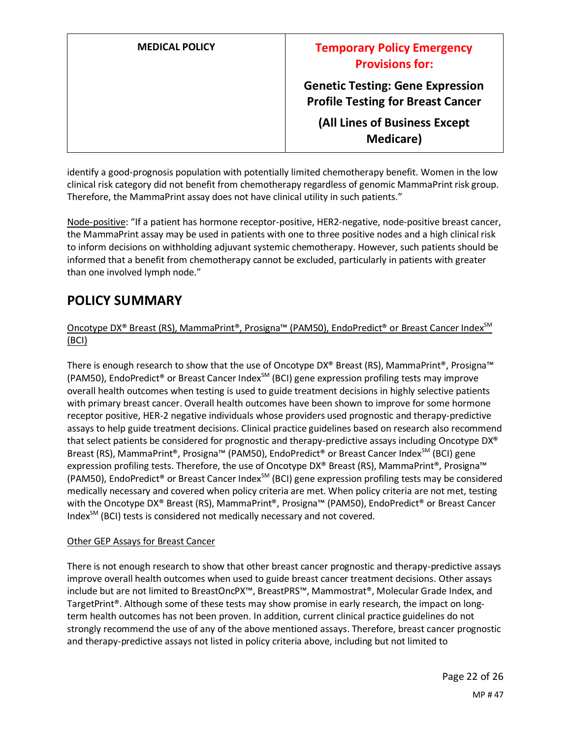identify a good-prognosis population with potentially limited chemotherapy benefit. Women in the low clinical risk category did not benefit from chemotherapy regardless of genomic MammaPrint risk group. Therefore, the MammaPrint assay does not have clinical utility in such patients."

Node-positive: "If a patient has hormone receptor-positive, HER2-negative, node-positive breast cancer, the MammaPrint assay may be used in patients with one to three positive nodes and a high clinical risk to inform decisions on withholding adjuvant systemic chemotherapy. However, such patients should be informed that a benefit from chemotherapy cannot be excluded, particularly in patients with greater than one involved lymph node."

## POLICY SUMMARY

Oncotype DX® Breast (RS), MammaPrint®, Prosigna™ (PAM50), EndoPredict® or Breast Cancer Index℠ (BCI)

There is enough research to show that the use of Oncotype DX® Breast (RS), MammaPrint®, Prosigna™ (PAM50), EndoPredict® or Breast Cancer Index℠ (BCI) gene expression profiling tests may improve overall health outcomes when testing is used to guide treatment decisions in highly selective patients with primary breast cancer. Overall health outcomes have been shown to improve for some hormone receptor positive, HER-2 negative individuals whose providers used prognostic and therapy-predictive assays to help guide treatment decisions. Clinical practice guidelines based on research also recommend that select patients be considered for prognostic and therapy-predictive assays including Oncotype DX® Breast (RS), MammaPrint®, Prosigna™ (PAM50), EndoPredict® or Breast Cancer Index℠ (BCI) gene expression profiling tests. Therefore, the use of Oncotype DX® Breast (RS), MammaPrint®, Prosigna™ (PAM50), EndoPredict® or Breast Cancer Index℠ (BCI) gene expression profiling tests may be considered medically necessary and covered when policy criteria are met. When policy criteria are not met, testing with the Oncotype DX® Breast (RS), MammaPrint®, Prosigna™ (PAM50), EndoPredict® or Breast Cancer Index℠ (BCI) tests is considered not medically necessary and not covered.

Other GEP Assays for Breast Cancer

There is not enough research to show that other breast cancer prognostic and therapy-predictive assays improve overall health outcomes when used to guide breast cancer treatment decisions. Other assays include but are not limited to BreastOncPX™, BreastPRS™, Mammostrat®, Molecular Grade Index, and TargetPrint®. Although some of these tests may show promise in early research, the impact on long-term health outcomes has not been proven. In addition, current clinical practice guidelines do not strongly recommend the use of any of the above mentioned assays. Therefore, breast cancer prognostic and therapy-predictive assays not listed in policy criteria above, including but not limited to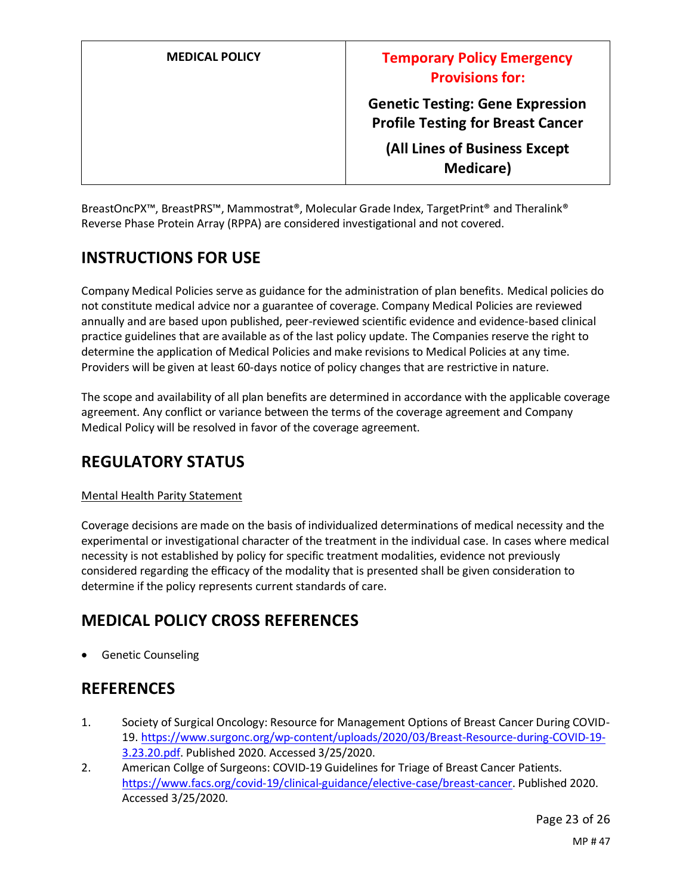| MEDICAL POLICY | Temporary Policy Emergency Provisions for: Genetic Testing: Gene Expression Profile Testing for Breast Cancer (All Lines of Business Except Medicare) |
|---|---|

BreastOncPX™, BreastPRS™, Mammostrat®, Molecular Grade Index, TargetPrint® and Theralink® Reverse Phase Protein Array (RPPA) are considered investigational and not covered.

## INSTRUCTIONS FOR USE

Company Medical Policies serve as guidance for the administration of plan benefits. Medical policies do not constitute medical advice nor a guarantee of coverage. Company Medical Policies are reviewed annually and are based upon published, peer-reviewed scientific evidence and evidence-based clinical practice guidelines that are available as of the last policy update. The Companies reserve the right to determine the application of Medical Policies and make revisions to Medical Policies at any time. Providers will be given at least 60-days notice of policy changes that are restrictive in nature.

The scope and availability of all plan benefits are determined in accordance with the applicable coverage agreement. Any conflict or variance between the terms of the coverage agreement and Company Medical Policy will be resolved in favor of the coverage agreement.

## REGULATORY STATUS

Mental Health Parity Statement

Coverage decisions are made on the basis of individualized determinations of medical necessity and the experimental or investigational character of the treatment in the individual case. In cases where medical necessity is not established by policy for specific treatment modalities, evidence not previously considered regarding the efficacy of the modality that is presented shall be given consideration to determine if the policy represents current standards of care.

## MEDICAL POLICY CROSS REFERENCES

- Genetic Counseling

## REFERENCES

1. Society of Surgical Oncology: Resource for Management Options of Breast Cancer During COVID-19. https://www.surgonc.org/wp-content/uploads/2020/03/Breast-Resource-during-COVID-19-3.23.20.pdf. Published 2020. Accessed 3/25/2020.
2. American Collge of Surgeons: COVID-19 Guidelines for Triage of Breast Cancer Patients. https://www.facs.org/covid-19/clinical-guidance/elective-case/breast-cancer. Published 2020. Accessed 3/25/2020.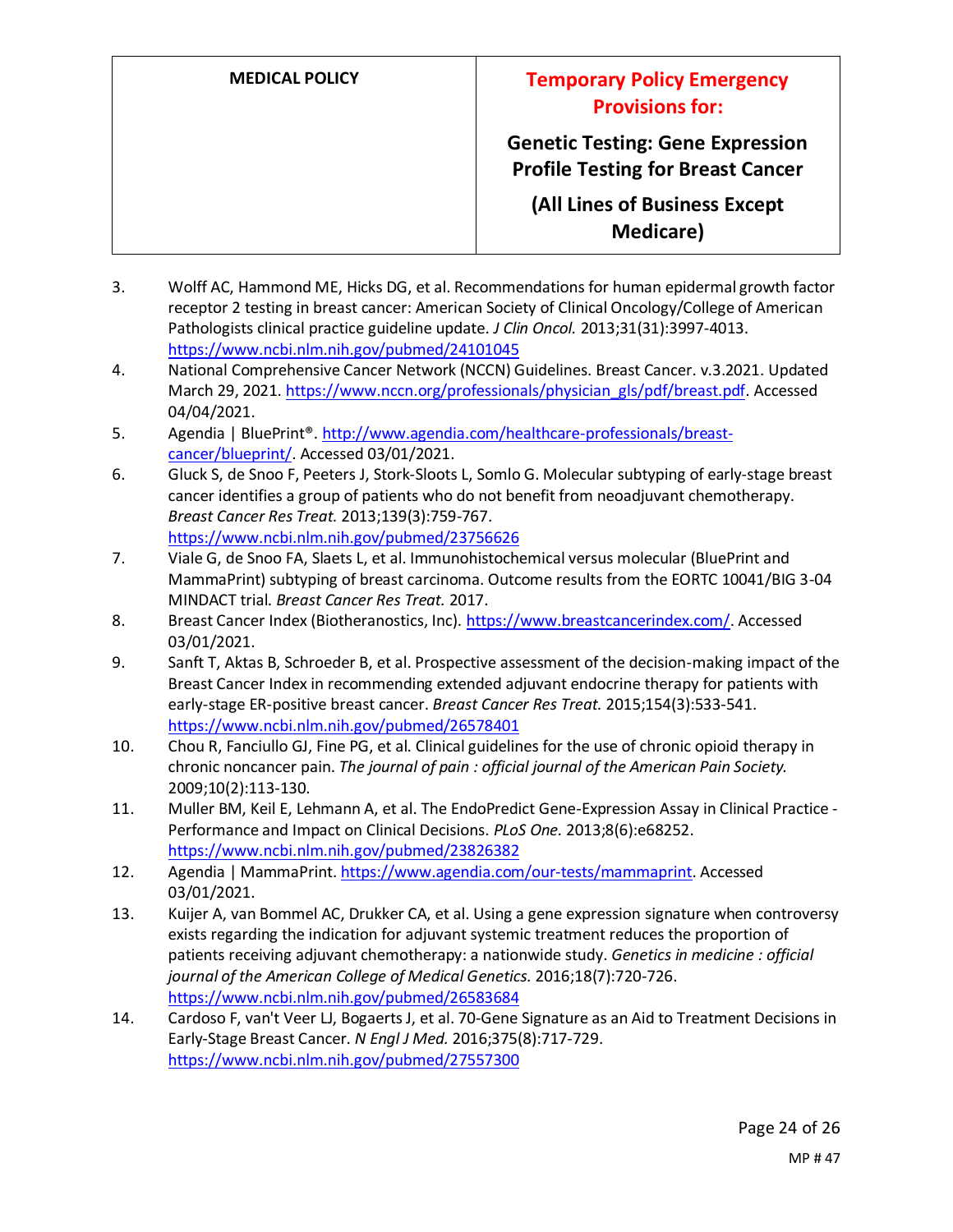3. Wolff AC, Hammond ME, Hicks DG, et al. Recommendations for human epidermal growth factor receptor 2 testing in breast cancer: American Society of Clinical Oncology/College of American Pathologists clinical practice guideline update. *J Clin Oncol.* 2013;31(31):3997-4013. https://www.ncbi.nlm.nih.gov/pubmed/24101045
4. National Comprehensive Cancer Network (NCCN) Guidelines. Breast Cancer. v.3.2021. Updated March 29, 2021. https://www.nccn.org/professionals/physician_gls/pdf/breast.pdf. Accessed 04/04/2021.
5. Agendia | BluePrint®. http://www.agendia.com/healthcare-professionals/breast-cancer/blueprint/. Accessed 03/01/2021.
6. Gluck S, de Snoo F, Peeters J, Stork-Sloots L, Somlo G. Molecular subtyping of early-stage breast cancer identifies a group of patients who do not benefit from neoadjuvant chemotherapy. *Breast Cancer Res Treat.* 2013;139(3):759-767. https://www.ncbi.nlm.nih.gov/pubmed/23756626
7. Viale G, de Snoo FA, Slaets L, et al. Immunohistochemical versus molecular (BluePrint and MammaPrint) subtyping of breast carcinoma. Outcome results from the EORTC 10041/BIG 3-04 MINDACT trial. *Breast Cancer Res Treat.* 2017.
8. Breast Cancer Index (Biotheranostics, Inc). https://www.breastcancerindex.com/. Accessed 03/01/2021.
9. Sanft T, Aktas B, Schroeder B, et al. Prospective assessment of the decision-making impact of the Breast Cancer Index in recommending extended adjuvant endocrine therapy for patients with early-stage ER-positive breast cancer. *Breast Cancer Res Treat.* 2015;154(3):533-541. https://www.ncbi.nlm.nih.gov/pubmed/26578401
10. Chou R, Fanciullo GJ, Fine PG, et al. Clinical guidelines for the use of chronic opioid therapy in chronic noncancer pain. *The journal of pain : official journal of the American Pain Society.* 2009;10(2):113-130.
11. Muller BM, Keil E, Lehmann A, et al. The EndoPredict Gene-Expression Assay in Clinical Practice - Performance and Impact on Clinical Decisions. *PLoS One.* 2013;8(6):e68252. https://www.ncbi.nlm.nih.gov/pubmed/23826382
12. Agendia | MammaPrint. https://www.agendia.com/our-tests/mammaprint. Accessed 03/01/2021.
13. Kuijer A, van Bommel AC, Drukker CA, et al. Using a gene expression signature when controversy exists regarding the indication for adjuvant systemic treatment reduces the proportion of patients receiving adjuvant chemotherapy: a nationwide study. *Genetics in medicine : official journal of the American College of Medical Genetics.* 2016;18(7):720-726. https://www.ncbi.nlm.nih.gov/pubmed/26583684
14. Cardoso F, van't Veer LJ, Bogaerts J, et al. 70-Gene Signature as an Aid to Treatment Decisions in Early-Stage Breast Cancer. *N Engl J Med.* 2016;375(8):717-729. https://www.ncbi.nlm.nih.gov/pubmed/27557300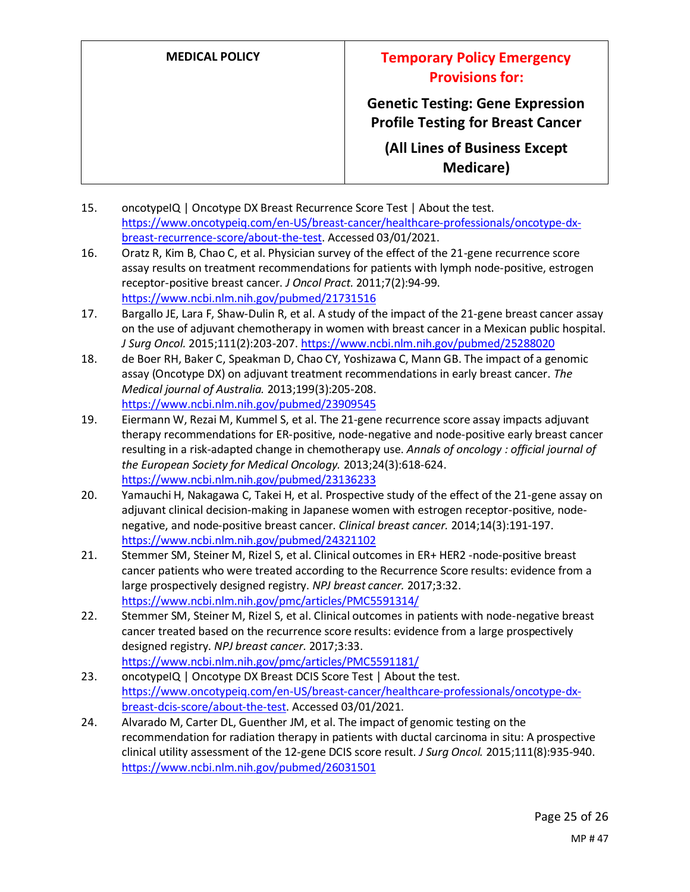15. oncotypeIQ | Oncotype DX Breast Recurrence Score Test | About the test. https://www.oncotypeiq.com/en-US/breast-cancer/healthcare-professionals/oncotype-dx-breast-recurrence-score/about-the-test. Accessed 03/01/2021.
16. Oratz R, Kim B, Chao C, et al. Physician survey of the effect of the 21-gene recurrence score assay results on treatment recommendations for patients with lymph node-positive, estrogen receptor-positive breast cancer. *J Oncol Pract.* 2011;7(2):94-99. https://www.ncbi.nlm.nih.gov/pubmed/21731516
17. Bargallo JE, Lara F, Shaw-Dulin R, et al. A study of the impact of the 21-gene breast cancer assay on the use of adjuvant chemotherapy in women with breast cancer in a Mexican public hospital. *J Surg Oncol.* 2015;111(2):203-207. https://www.ncbi.nlm.nih.gov/pubmed/25288020
18. de Boer RH, Baker C, Speakman D, Chao CY, Yoshizawa C, Mann GB. The impact of a genomic assay (Oncotype DX) on adjuvant treatment recommendations in early breast cancer. *The Medical journal of Australia.* 2013;199(3):205-208. https://www.ncbi.nlm.nih.gov/pubmed/23909545
19. Eiermann W, Rezai M, Kummel S, et al. The 21-gene recurrence score assay impacts adjuvant therapy recommendations for ER-positive, node-negative and node-positive early breast cancer resulting in a risk-adapted change in chemotherapy use. *Annals of oncology : official journal of the European Society for Medical Oncology.* 2013;24(3):618-624. https://www.ncbi.nlm.nih.gov/pubmed/23136233
20. Yamauchi H, Nakagawa C, Takei H, et al. Prospective study of the effect of the 21-gene assay on adjuvant clinical decision-making in Japanese women with estrogen receptor-positive, node-negative, and node-positive breast cancer. *Clinical breast cancer.* 2014;14(3):191-197. https://www.ncbi.nlm.nih.gov/pubmed/24321102
21. Stemmer SM, Steiner M, Rizel S, et al. Clinical outcomes in ER+ HER2 -node-positive breast cancer patients who were treated according to the Recurrence Score results: evidence from a large prospectively designed registry. *NPJ breast cancer.* 2017;3:32. https://www.ncbi.nlm.nih.gov/pmc/articles/PMC5591314/
22. Stemmer SM, Steiner M, Rizel S, et al. Clinical outcomes in patients with node-negative breast cancer treated based on the recurrence score results: evidence from a large prospectively designed registry. *NPJ breast cancer.* 2017;3:33. https://www.ncbi.nlm.nih.gov/pmc/articles/PMC5591181/
23. oncotypeIQ | Oncotype DX Breast DCIS Score Test | About the test. https://www.oncotypeiq.com/en-US/breast-cancer/healthcare-professionals/oncotype-dx-breast-dcis-score/about-the-test. Accessed 03/01/2021.
24. Alvarado M, Carter DL, Guenther JM, et al. The impact of genomic testing on the recommendation for radiation therapy in patients with ductal carcinoma in situ: A prospective clinical utility assessment of the 12-gene DCIS score result. *J Surg Oncol.* 2015;111(8):935-940. https://www.ncbi.nlm.nih.gov/pubmed/26031501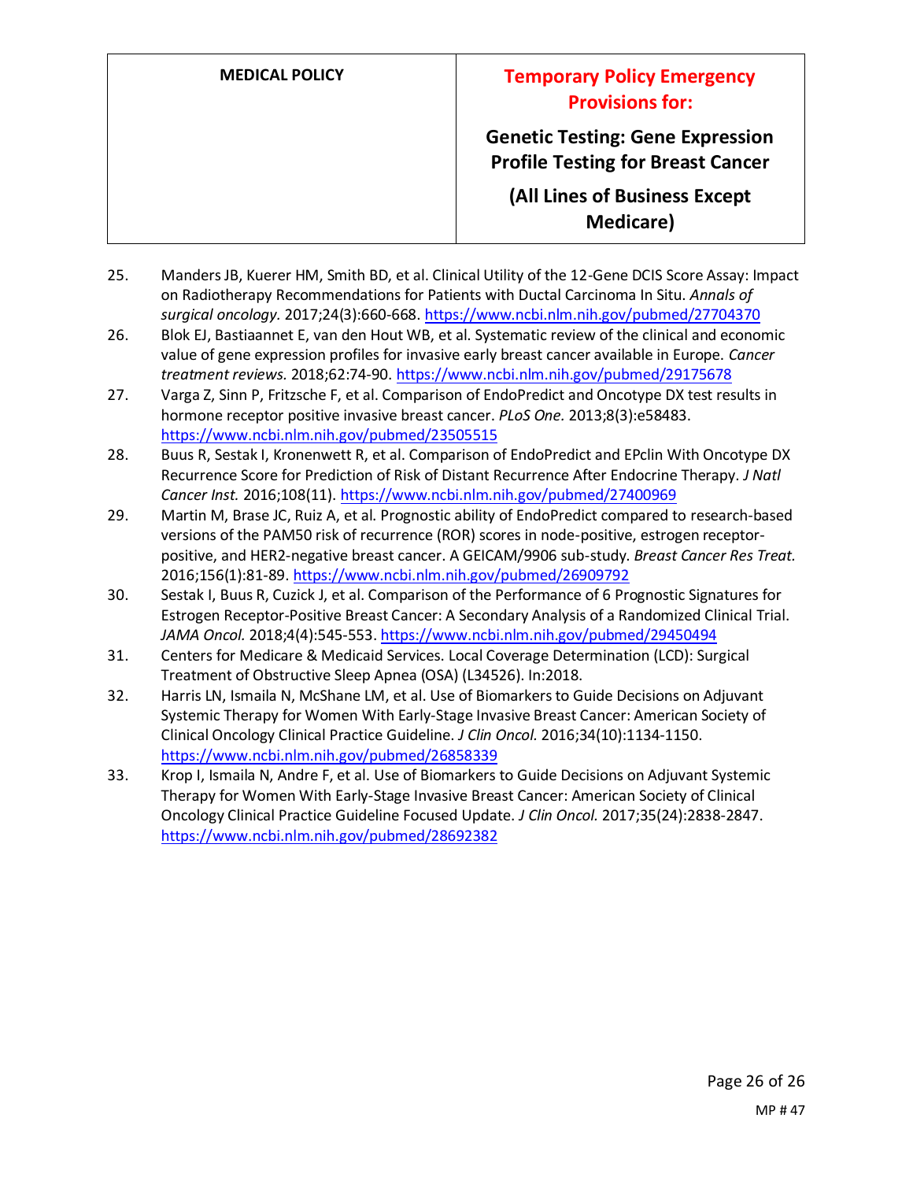25. Manders JB, Kuerer HM, Smith BD, et al. Clinical Utility of the 12-Gene DCIS Score Assay: Impact on Radiotherapy Recommendations for Patients with Ductal Carcinoma In Situ. *Annals of surgical oncology.* 2017;24(3):660-668. https://www.ncbi.nlm.nih.gov/pubmed/27704370
26. Blok EJ, Bastiaannet E, van den Hout WB, et al. Systematic review of the clinical and economic value of gene expression profiles for invasive early breast cancer available in Europe. *Cancer treatment reviews.* 2018;62:74-90. https://www.ncbi.nlm.nih.gov/pubmed/29175678
27. Varga Z, Sinn P, Fritzsche F, et al. Comparison of EndoPredict and Oncotype DX test results in hormone receptor positive invasive breast cancer. *PLoS One.* 2013;8(3):e58483. https://www.ncbi.nlm.nih.gov/pubmed/23505515
28. Buus R, Sestak I, Kronenwett R, et al. Comparison of EndoPredict and EPclin With Oncotype DX Recurrence Score for Prediction of Risk of Distant Recurrence After Endocrine Therapy. *J Natl Cancer Inst.* 2016;108(11). https://www.ncbi.nlm.nih.gov/pubmed/27400969
29. Martin M, Brase JC, Ruiz A, et al. Prognostic ability of EndoPredict compared to research-based versions of the PAM50 risk of recurrence (ROR) scores in node-positive, estrogen receptor-positive, and HER2-negative breast cancer. A GEICAM/9906 sub-study. *Breast Cancer Res Treat.* 2016;156(1):81-89. https://www.ncbi.nlm.nih.gov/pubmed/26909792
30. Sestak I, Buus R, Cuzick J, et al. Comparison of the Performance of 6 Prognostic Signatures for Estrogen Receptor-Positive Breast Cancer: A Secondary Analysis of a Randomized Clinical Trial. *JAMA Oncol.* 2018;4(4):545-553. https://www.ncbi.nlm.nih.gov/pubmed/29450494
31. Centers for Medicare & Medicaid Services. Local Coverage Determination (LCD): Surgical Treatment of Obstructive Sleep Apnea (OSA) (L34526). In:2018.
32. Harris LN, Ismaila N, McShane LM, et al. Use of Biomarkers to Guide Decisions on Adjuvant Systemic Therapy for Women With Early-Stage Invasive Breast Cancer: American Society of Clinical Oncology Clinical Practice Guideline. *J Clin Oncol.* 2016;34(10):1134-1150. https://www.ncbi.nlm.nih.gov/pubmed/26858339
33. Krop I, Ismaila N, Andre F, et al. Use of Biomarkers to Guide Decisions on Adjuvant Systemic Therapy for Women With Early-Stage Invasive Breast Cancer: American Society of Clinical Oncology Clinical Practice Guideline Focused Update. *J Clin Oncol.* 2017;35(24):2838-2847. https://www.ncbi.nlm.nih.gov/pubmed/28692382